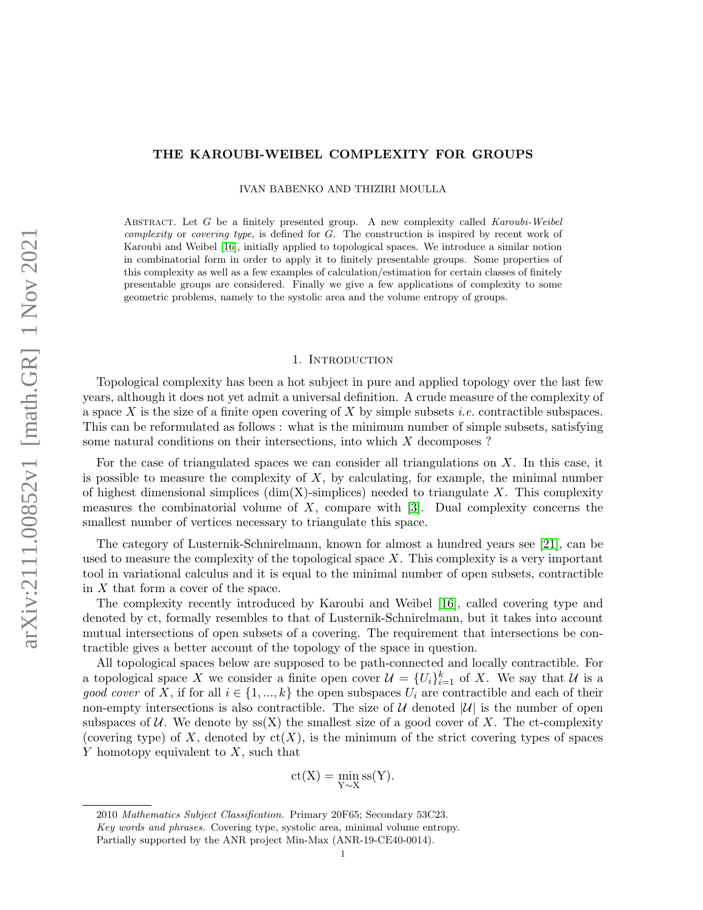# THE KAROUBI-WEIBEL COMPLEXITY FOR GROUPS

IVAN BABENKO AND THIZIRI MOULLA

Abstract. Let $G$ be a finitely presented group. A new complexity called *Karoubi-Weibel complexity* or *covering type*, is defined for $G$. The construction is inspired by recent work of Karoubi and Weibel [16], initially applied to topological spaces. We introduce a similar notion in combinatorial form in order to apply it to finitely presentable groups. Some properties of this complexity as well as a few examples of calculation/estimation for certain classes of finitely presentable groups are considered. Finally we give a few applications of complexity to some geometric problems, namely to the systolic area and the volume entropy of groups.

## 1. Introduction

Topological complexity has been a hot subject in pure and applied topology over the last few years, although it does not yet admit a universal definition. A crude measure of the complexity of a space $X$ is the size of a finite open covering of $X$ by simple subsets *i.e.* contractible subspaces. This can be reformulated as follows : what is the minimum number of simple subsets, satisfying some natural conditions on their intersections, into which $X$ decomposes ?

For the case of triangulated spaces we can consider all triangulations on $X$. In this case, it is possible to measure the complexity of $X$, by calculating, for example, the minimal number of highest dimensional simplices (dim(X)-simplices) needed to triangulate $X$. This complexity measures the combinatorial volume of $X$, compare with [3]. Dual complexity concerns the smallest number of vertices necessary to triangulate this space.

The category of Lusternik-Schnirelmann, known for almost a hundred years see [21], can be used to measure the complexity of the topological space $X$. This complexity is a very important tool in variational calculus and it is equal to the minimal number of open subsets, contractible in $X$ that form a cover of the space.

The complexity recently introduced by Karoubi and Weibel [16], called covering type and denoted by ct, formally resembles to that of Lusternik-Schnirelmann, but it takes into account mutual intersections of open subsets of a covering. The requirement that intersections be contractible gives a better account of the topology of the space in question.

All topological spaces below are supposed to be path-connected and locally contractible. For a topological space $X$ we consider a finite open cover $\mathcal{U} = \{U_i\}_{i=1}^k$ of $X$. We say that $\mathcal{U}$ is a *good cover* of $X$, if for all $i \in \{1, ..., k\}$ the open subspaces $U_i$ are contractible and each of their non-empty intersections is also contractible. The size of $\mathcal{U}$ denoted $|\mathcal{U}|$ is the number of open subspaces of $\mathcal{U}$. We denote by $\mathrm{ss(X)}$ the smallest size of a good cover of $X$. The ct-complexity (covering type) of $X$, denoted by $\mathrm{ct}(X)$, is the minimum of the strict covering types of spaces $Y$ homotopy equivalent to $X$, such that

$$\mathrm{ct(X)} = \min_{\mathrm{Y} \sim \mathrm{X}} \mathrm{ss(Y)}.$$

---

2010 *Mathematics Subject Classification.* Primary 20F65; Secondary 53C23.

*Key words and phrases.* Covering type, systolic area, minimal volume entropy.

Partially supported by the ANR project Min-Max (ANR-19-CE40-0014).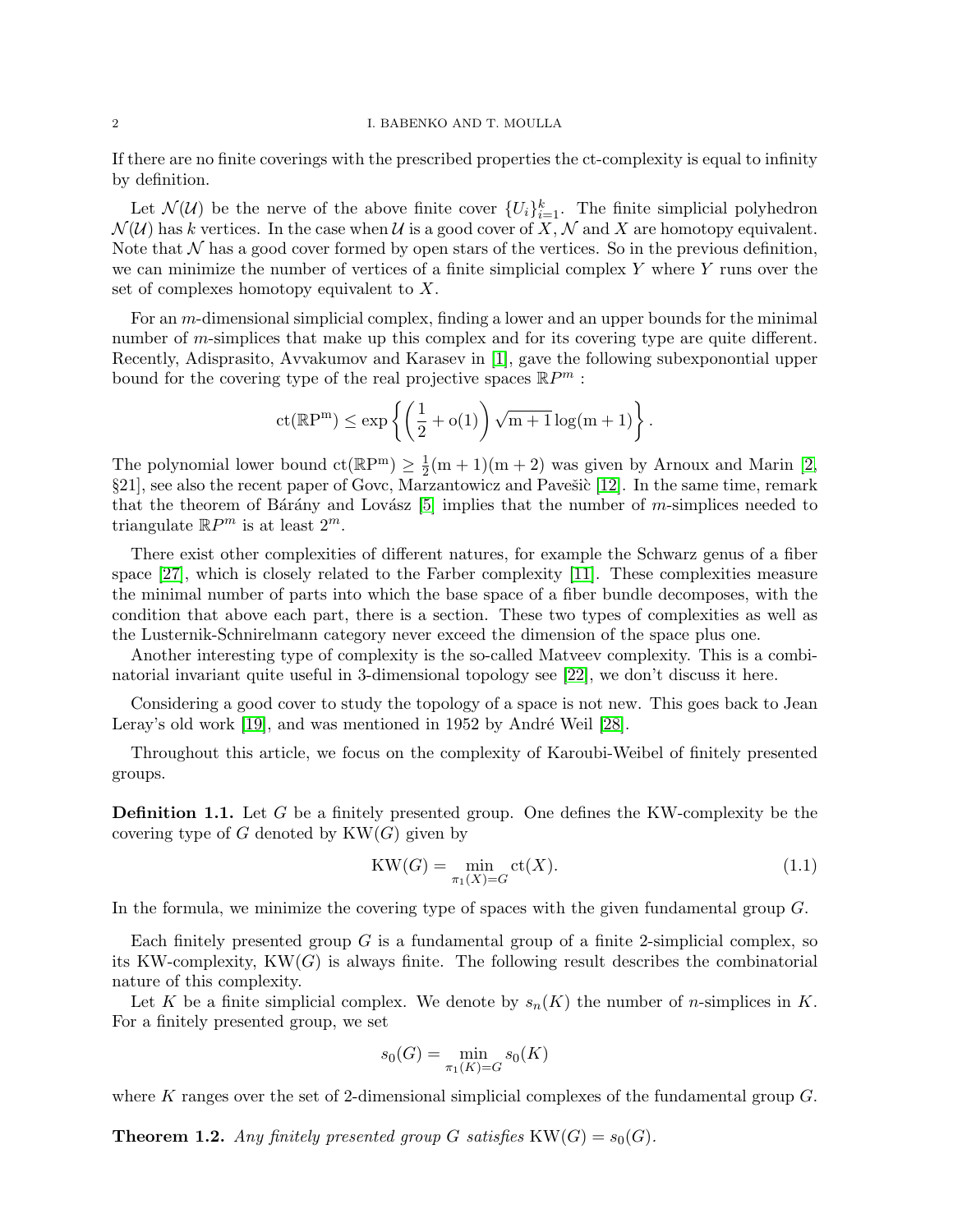If there are no finite coverings with the prescribed properties the ct-complexity is equal to infinity by definition.

Let $\mathcal{N}(\mathcal{U})$ be the nerve of the above finite cover $\{U_i\}_{i=1}^k$. The finite simplicial polyhedron $\mathcal{N}(\mathcal{U})$ has $k$ vertices. In the case when $\mathcal{U}$ is a good cover of $X$, $\mathcal{N}$ and $X$ are homotopy equivalent. Note that $\mathcal{N}$ has a good cover formed by open stars of the vertices. So in the previous definition, we can minimize the number of vertices of a finite simplicial complex $Y$ where $Y$ runs over the set of complexes homotopy equivalent to $X$.

For an $m$-dimensional simplicial complex, finding a lower and an upper bounds for the minimal number of $m$-simplices that make up this complex and for its covering type are quite different. Recently, Adisprasito, Avvakumov and Karasev in [1], gave the following subexponontial upper bound for the covering type of the real projective spaces $\mathbb{R}P^m$ :

$$\mathrm{ct}(\mathbb{RP}^{\mathrm{m}}) \leq \exp\left\{\left(\frac{1}{2}+\mathrm{o}(1)\right)\sqrt{\mathrm{m}+1}\log(\mathrm{m}+1)\right\}.$$

The polynomial lower bound $\mathrm{ct}(\mathbb{RP}^{\mathrm{m}}) \geq \frac{1}{2}(\mathrm{m}+1)(\mathrm{m}+2)$ was given by Arnoux and Marin [2, §21], see also the recent paper of Govc, Marzantowicz and Pavešič [12]. In the same time, remark that the theorem of Bárány and Lovász [5] implies that the number of $m$-simplices needed to triangulate $\mathbb{R}P^m$ is at least $2^m$.

There exist other complexities of different natures, for example the Schwarz genus of a fiber space [27], which is closely related to the Farber complexity [11]. These complexities measure the minimal number of parts into which the base space of a fiber bundle decomposes, with the condition that above each part, there is a section. These two types of complexities as well as the Lusternik-Schnirelmann category never exceed the dimension of the space plus one.

Another interesting type of complexity is the so-called Matveev complexity. This is a combinatorial invariant quite useful in 3-dimensional topology see [22], we don't discuss it here.

Considering a good cover to study the topology of a space is not new. This goes back to Jean Leray's old work [19], and was mentioned in 1952 by André Weil [28].

Throughout this article, we focus on the complexity of Karoubi-Weibel of finitely presented groups.

**Definition 1.1.** Let $G$ be a finitely presented group. One defines the KW-complexity be the covering type of $G$ denoted by $\mathrm{KW}(G)$ given by

$$\mathrm{KW}(G) = \min_{\pi_1(X)=G} \mathrm{ct}(X). \tag{1.1}$$

In the formula, we minimize the covering type of spaces with the given fundamental group $G$.

Each finitely presented group $G$ is a fundamental group of a finite 2-simplicial complex, so its KW-complexity, $\mathrm{KW}(G)$ is always finite. The following result describes the combinatorial nature of this complexity.

Let $K$ be a finite simplicial complex. We denote by $s_n(K)$ the number of $n$-simplices in $K$. For a finitely presented group, we set

$$s_0(G) = \min_{\pi_1(K)=G} s_0(K)$$

where $K$ ranges over the set of 2-dimensional simplicial complexes of the fundamental group $G$.

**Theorem 1.2.** *Any finitely presented group $G$ satisfies $\mathrm{KW}(G) = s_0(G)$.*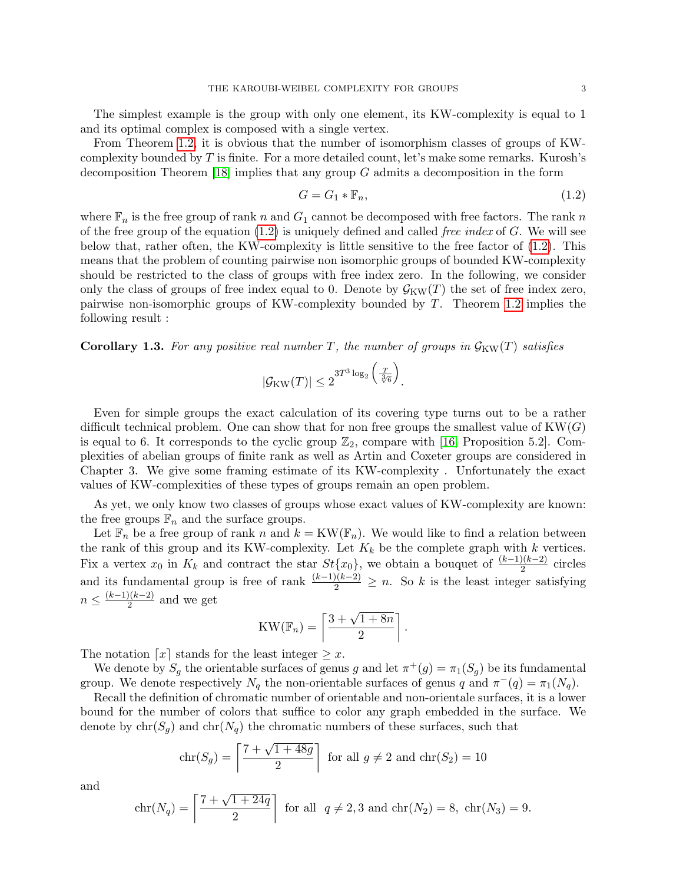The simplest example is the group with only one element, its KW-complexity is equal to 1 and its optimal complex is composed with a single vertex.

From Theorem 1.2, it is obvious that the number of isomorphism classes of groups of KW-complexity bounded by $T$ is finite. For a more detailed count, let's make some remarks. Kurosh's decomposition Theorem [18] implies that any group $G$ admits a decomposition in the form

$$G = G_1 * \mathbb{F}_n, \tag{1.2}$$

where $\mathbb{F}_n$ is the free group of rank $n$ and $G_1$ cannot be decomposed with free factors. The rank $n$ of the free group of the equation (1.2) is uniquely defined and called *free index* of $G$. We will see below that, rather often, the KW-complexity is little sensitive to the free factor of (1.2). This means that the problem of counting pairwise non isomorphic groups of bounded KW-complexity should be restricted to the class of groups with free index zero. In the following, we consider only the class of groups of free index equal to 0. Denote by $\mathcal{G}_{\mathrm{KW}}(T)$ the set of free index zero, pairwise non-isomorphic groups of KW-complexity bounded by $T$. Theorem 1.2 implies the following result :

**Corollary 1.3.** *For any positive real number $T$, the number of groups in $\mathcal{G}_{\mathrm{KW}}(T)$ satisfies*

$$|\mathcal{G}_{\mathrm{KW}}(T)| \leq 2^{3T^3 \log_2\left(\frac{T}{\sqrt[3]{6}}\right)}.$$

Even for simple groups the exact calculation of its covering type turns out to be a rather difficult technical problem. One can show that for non free groups the smallest value of $\mathrm{KW}(G)$ is equal to 6. It corresponds to the cyclic group $\mathbb{Z}_2$, compare with [16, Proposition 5.2]. Complexities of abelian groups of finite rank as well as Artin and Coxeter groups are considered in Chapter 3. We give some framing estimate of its KW-complexity . Unfortunately the exact values of KW-complexities of these types of groups remain an open problem.

As yet, we only know two classes of groups whose exact values of KW-complexity are known: the free groups $\mathbb{F}_n$ and the surface groups.

Let $\mathbb{F}_n$ be a free group of rank $n$ and $k = \mathrm{KW}(\mathbb{F}_n)$. We would like to find a relation between the rank of this group and its KW-complexity. Let $K_k$ be the complete graph with $k$ vertices. Fix a vertex $x_0$ in $K_k$ and contract the star $St\{x_0\}$, we obtain a bouquet of $\frac{(k-1)(k-2)}{2}$ circles and its fundamental group is free of rank $\frac{(k-1)(k-2)}{2} \geq n$. So $k$ is the least integer satisfying $n \leq \frac{(k-1)(k-2)}{2}$ and we get

$$\mathrm{KW}(\mathbb{F}_n) = \left\lceil \frac{3 + \sqrt{1 + 8n}}{2} \right\rceil.$$

The notation $\lceil x \rceil$ stands for the least integer $\geq x$.

We denote by $S_g$ the orientable surfaces of genus $g$ and let $\pi^+(g) = \pi_1(S_g)$ be its fundamental group. We denote respectively $N_q$ the non-orientable surfaces of genus $q$ and $\pi^-(q) = \pi_1(N_q)$.

Recall the definition of chromatic number of orientable and non-orientale surfaces, it is a lower bound for the number of colors that suffice to color any graph embedded in the surface. We denote by $\mathrm{chr}(S_g)$ and $\mathrm{chr}(N_q)$ the chromatic numbers of these surfaces, such that

$$\mathrm{chr}(S_g) = \left\lceil \frac{7 + \sqrt{1 + 48g}}{2} \right\rceil \text{ for all } g \neq 2 \text{ and } \mathrm{chr}(S_2) = 10$$

and

$$\mathrm{chr}(N_q) = \left\lceil \frac{7 + \sqrt{1 + 24q}}{2} \right\rceil \text{ for all } \ q \neq 2, 3 \text{ and } \mathrm{chr}(N_2) = 8, \ \mathrm{chr}(N_3) = 9.$$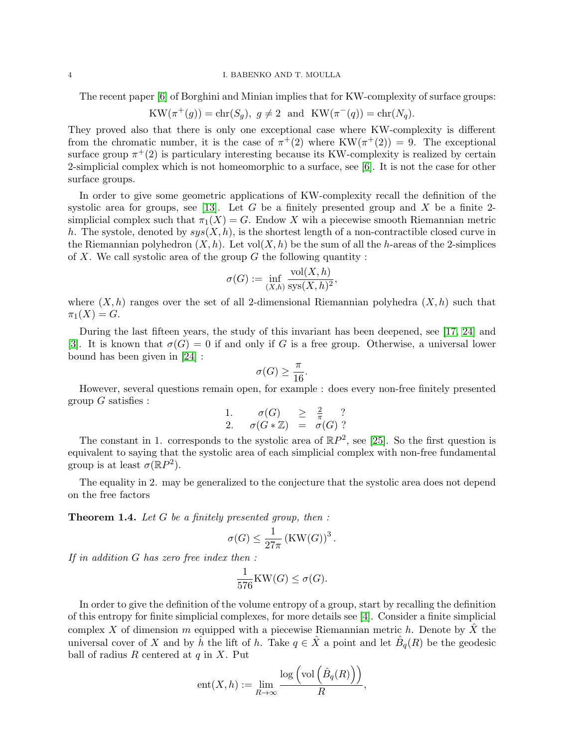The recent paper [6] of Borghini and Minian implies that for KW-complexity of surface groups:

$$\mathrm{KW}(\pi^+(g)) = \mathrm{chr}(S_g),\ g \neq 2 \ \text{ and } \ \mathrm{KW}(\pi^-(q)) = \mathrm{chr}(N_q).$$

They proved also that there is only one exceptional case where KW-complexity is different from the chromatic number, it is the case of $\pi^+(2)$ where $\mathrm{KW}(\pi^+(2)) = 9$. The exceptional surface group $\pi^+(2)$ is particulary interesting because its KW-complexity is realized by certain 2-simplicial complex which is not homeomorphic to a surface, see [6]. It is not the case for other surface groups.

In order to give some geometric applications of KW-complexity recall the definition of the systolic area for groups, see [13]. Let $G$ be a finitely presented group and $X$ be a finite 2-simplicial complex such that $\pi_1(X) = G$. Endow $X$ wih a piecewise smooth Riemannian metric $h$. The systole, denoted by $sys(X, h)$, is the shortest length of a non-contractible closed curve in the Riemannian polyhedron $(X, h)$. Let $\mathrm{vol}(X, h)$ be the sum of all the $h$-areas of the 2-simplices of $X$. We call systolic area of the group $G$ the following quantity :

$$\sigma(G) := \inf_{(X,h)} \frac{\mathrm{vol}(X,h)}{\mathrm{sys}(X,h)^2},$$

where $(X, h)$ ranges over the set of all 2-dimensional Riemannian polyhedra $(X, h)$ such that $\pi_1(X) = G$.

During the last fifteen years, the study of this invariant has been deepened, see [17, 24] and [3]. It is known that $\sigma(G) = 0$ if and only if $G$ is a free group. Otherwise, a universal lower bound has been given in [24] :

$$\sigma(G) \geq \frac{\pi}{16}.$$

However, several questions remain open, for example : does every non-free finitely presented group $G$ satisfies :

$$\begin{array}{lrcl} 1. & \sigma(G) & \geq & \frac{2}{\pi} \ ? \\ 2. & \sigma(G * \mathbb{Z}) & = & \sigma(G) \ ? \end{array}$$

The constant in 1. corresponds to the systolic area of $\mathbb{R}P^2$, see [25]. So the first question is equivalent to saying that the systolic area of each simplicial complex with non-free fundamental group is at least $\sigma(\mathbb{R}P^2)$.

The equality in 2. may be generalized to the conjecture that the systolic area does not depend on the free factors

**Theorem 1.4.** *Let $G$ be a finitely presented group, then :*

$$\sigma(G) \leq \frac{1}{27\pi} \left(\mathrm{KW}(G)\right)^3.$$

*If in addition $G$ has zero free index then :*

$$\frac{1}{576}\mathrm{KW}(G) \leq \sigma(G).$$

In order to give the definition of the volume entropy of a group, start by recalling the definition of this entropy for finite simplicial complexes, for more details see [4]. Consider a finite simplicial complex $X$ of dimension $m$ equipped with a piecewise Riemannian metric $h$. Denote by $\hat{X}$ the universal cover of $X$ and by $\hat{h}$ the lift of $h$. Take $q \in \hat{X}$ a point and let $\hat{B}_q(R)$ be the geodesic ball of radius $R$ centered at $q$ in $X$. Put

$$\mathrm{ent}(X, h) := \lim_{R\to\infty} \frac{\log\left(\mathrm{vol}\left(\hat{B}_q(R)\right)\right)}{R},$$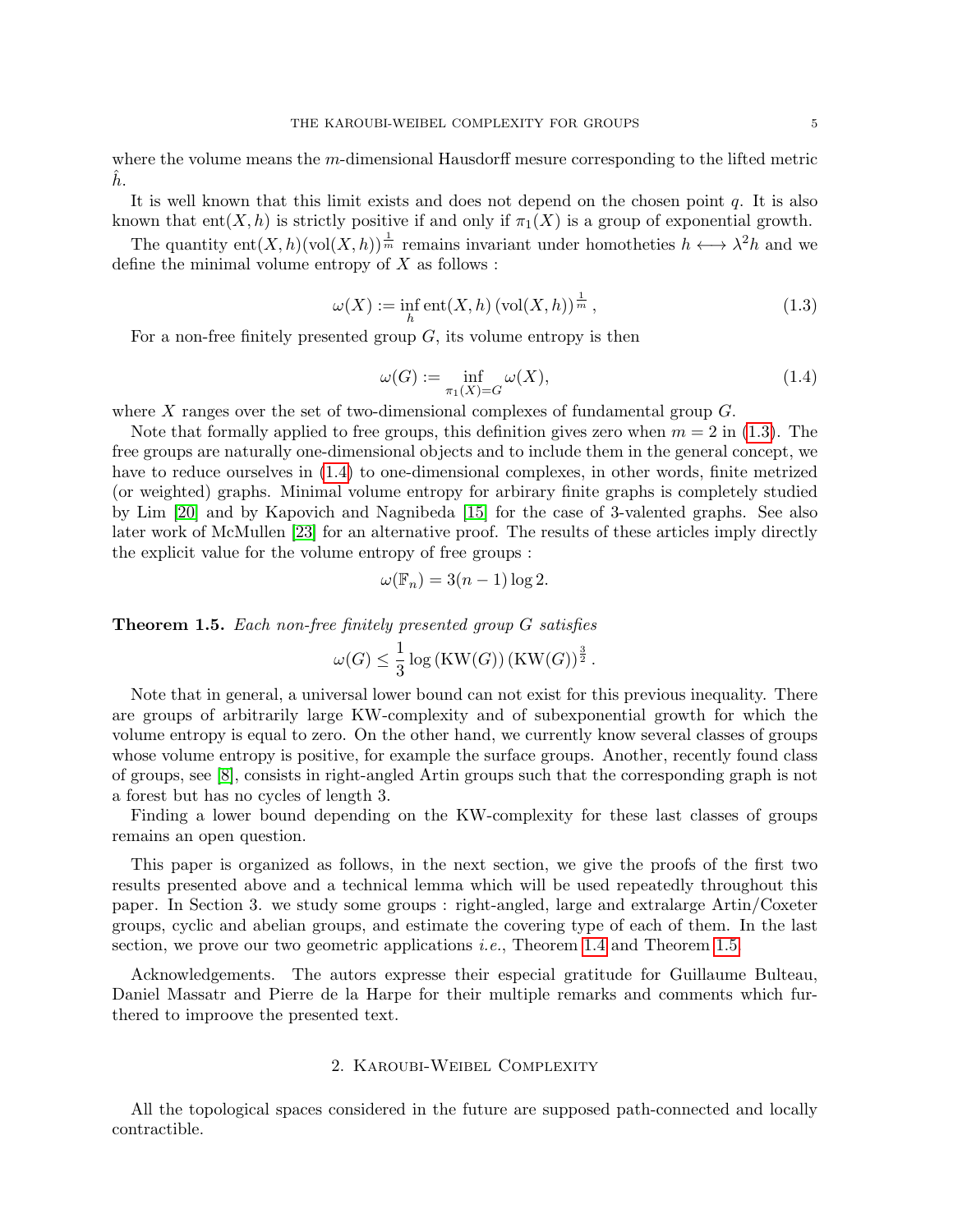where the volume means the $m$-dimensional Hausdorff mesure corresponding to the lifted metric $\hat{h}$.

It is well known that this limit exists and does not depend on the chosen point $q$. It is also known that $\mathrm{ent}(X,h)$ is strictly positive if and only if $\pi_1(X)$ is a group of exponential growth.

The quantity $\mathrm{ent}(X,h)(\mathrm{vol}(X,h))^{\frac{1}{m}}$ remains invariant under homotheties $h \longleftrightarrow \lambda^2 h$ and we define the minimal volume entropy of $X$ as follows :

$$\omega(X) := \inf_h \mathrm{ent}(X,h)\,(\mathrm{vol}(X,h))^{\frac{1}{m}}\,, \tag{1.3}$$

For a non-free finitely presented group $G$, its volume entropy is then

$$\omega(G) := \inf_{\pi_1(X)=G} \omega(X), \tag{1.4}$$

where $X$ ranges over the set of two-dimensional complexes of fundamental group $G$.

Note that formally applied to free groups, this definition gives zero when $m = 2$ in (1.3). The free groups are naturally one-dimensional objects and to include them in the general concept, we have to reduce ourselves in (1.4) to one-dimensional complexes, in other words, finite metrized (or weighted) graphs. Minimal volume entropy for arbitrary finite graphs is completely studied by Lim [20] and by Kapovich and Nagnibeda [15] for the case of 3-valented graphs. See also later work of McMullen [23] for an alternative proof. The results of these articles imply directly the explicit value for the volume entropy of free groups :

$$\omega(\mathbb{F}_n) = 3(n-1)\log 2.$$

**Theorem 1.5.** *Each non-free finitely presented group $G$ satisfies*

$$\omega(G) \leq \frac{1}{3}\log\left(\mathrm{KW}(G)\right)\left(\mathrm{KW}(G)\right)^{\frac{3}{2}}.$$

Note that in general, a universal lower bound can not exist for this previous inequality. There are groups of arbitrarily large KW-complexity and of subexponential growth for which the volume entropy is equal to zero. On the other hand, we currently know several classes of groups whose volume entropy is positive, for example the surface groups. Another, recently found class of groups, see [8], consists in right-angled Artin groups such that the corresponding graph is not a forest but has no cycles of length 3.

Finding a lower bound depending on the KW-complexity for these last classes of groups remains an open question.

This paper is organized as follows, in the next section, we give the proofs of the first two results presented above and a technical lemma which will be used repeatedly throughout this paper. In Section 3. we study some groups : right-angled, large and extralarge Artin/Coxeter groups, cyclic and abelian groups, and estimate the covering type of each of them. In the last section, we prove our two geometric applications *i.e.*, Theorem 1.4 and Theorem 1.5.

Acknowledgements. The autors expresse their especial gratitude for Guillaume Bulteau, Daniel Massatr and Pierre de la Harpe for their multiple remarks and comments which furthered to improove the presented text.

## 2. Karoubi-Weibel Complexity

All the topological spaces considered in the future are supposed path-connected and locally contractible.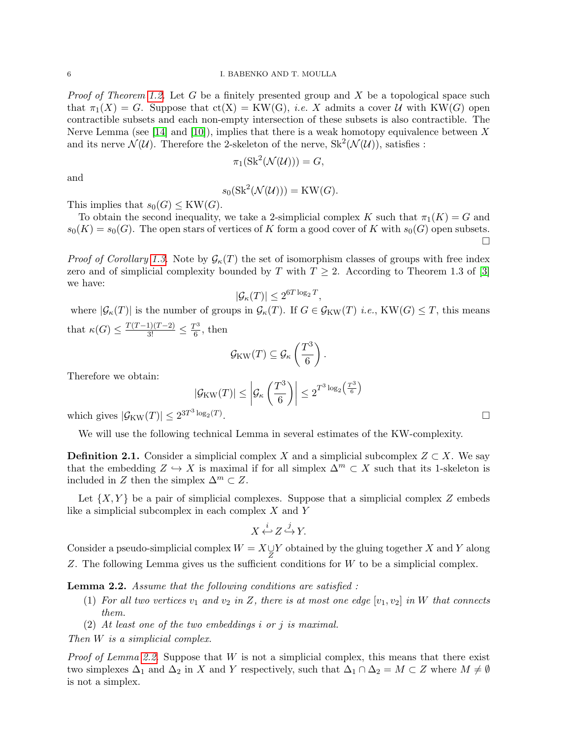*Proof of Theorem 1.2.* Let $G$ be a finitely presented group and $X$ be a topological space such that $\pi_1(X) = G$. Suppose that $\mathrm{ct(X)} = \mathrm{KW(G)}$, *i.e.* $X$ admits a cover $\mathcal{U}$ with $\mathrm{KW}(G)$ open contractible subsets and each non-empty intersection of these subsets is also contractible. The Nerve Lemma (see [14] and [10]), implies that there is a weak homotopy equivalence between $X$ and its nerve $\mathcal{N}(\mathcal{U})$. Therefore the 2-skeleton of the nerve, $\mathrm{Sk}^2(\mathcal{N}(\mathcal{U}))$, satisfies :

$$\pi_1(\mathrm{Sk}^2(\mathcal{N}(\mathcal{U}))) = G,$$

and

$$s_0(\mathrm{Sk}^2(\mathcal{N}(\mathcal{U}))) = \mathrm{KW}(G).$$

This implies that $s_0(G) \leq \mathrm{KW}(G)$.

To obtain the second inequality, we take a 2-simplicial complex $K$ such that $\pi_1(K) = G$ and $s_0(K) = s_0(G)$. The open stars of vertices of $K$ form a good cover of $K$ with $s_0(G)$ open subsets. □

*Proof of Corollary 1.3.* Note by $\mathcal{G}_\kappa(T)$ the set of isomorphism classes of groups with free index zero and of simplicial complexity bounded by $T$ with $T \geq 2$. According to Theorem 1.3 of [3] we have:

$$|\mathcal{G}_\kappa(T)| \leq 2^{6T \log_2 T},$$

where $|\mathcal{G}_\kappa(T)|$ is the number of groups in $\mathcal{G}_\kappa(T)$. If $G \in \mathcal{G}_{\mathrm{KW}}(T)$ *i.e.*, $\mathrm{KW}(G) \leq T$, this means that $\kappa(G) \leq \frac{T(T-1)(T-2)}{3!} \leq \frac{T^3}{6}$, then

$$\mathcal{G}_{\mathrm{KW}}(T) \subseteq \mathcal{G}_\kappa\left(\frac{T^3}{6}\right).$$

Therefore we obtain:

$$|\mathcal{G}_{\mathrm{KW}}(T)| \leq \left|\mathcal{G}_\kappa\left(\frac{T^3}{6}\right)\right| \leq 2^{T^3 \log_2\left(\frac{T^3}{6}\right)}$$

which gives $|\mathcal{G}_{\mathrm{KW}}(T)| \leq 2^{3T^3 \log_2(T)}$. □

We will use the following technical Lemma in several estimates of the KW-complexity.

**Definition 2.1.** Consider a simplicial complex $X$ and a simplicial subcomplex $Z \subset X$. We say that the embedding $Z \hookrightarrow X$ is maximal if for all simplex $\Delta^m \subset X$ such that its 1-skeleton is included in $Z$ then the simplex $\Delta^m \subset Z$.

Let $\{X, Y\}$ be a pair of simplicial complexes. Suppose that a simplicial complex $Z$ embeds like a simplicial subcomplex in each complex $X$ and $Y$

$$X \overset{i}{\hookleftarrow} Z \overset{j}{\hookrightarrow} Y.$$

Consider a pseudo-simplicial complex $W = X \underset{Z}{\cup} Y$ obtained by the gluing together $X$ and $Y$ along $Z$. The following Lemma gives us the sufficient conditions for $W$ to be a simplicial complex.

**Lemma 2.2.** *Assume that the following conditions are satisfied :*

1. *For all two vertices $v_1$ and $v_2$ in $Z$, there is at most one edge $[v_1, v_2]$ in $W$ that connects them.*
2. *At least one of the two embeddings $i$ or $j$ is maximal.*

*Then $W$ is a simplicial complex.*

*Proof of Lemma 2.2.* Suppose that $W$ is not a simplicial complex, this means that there exist two simplexes $\Delta_1$ and $\Delta_2$ in $X$ and $Y$ respectively, such that $\Delta_1 \cap \Delta_2 = M \subset Z$ where $M \neq \emptyset$ is not a simplex.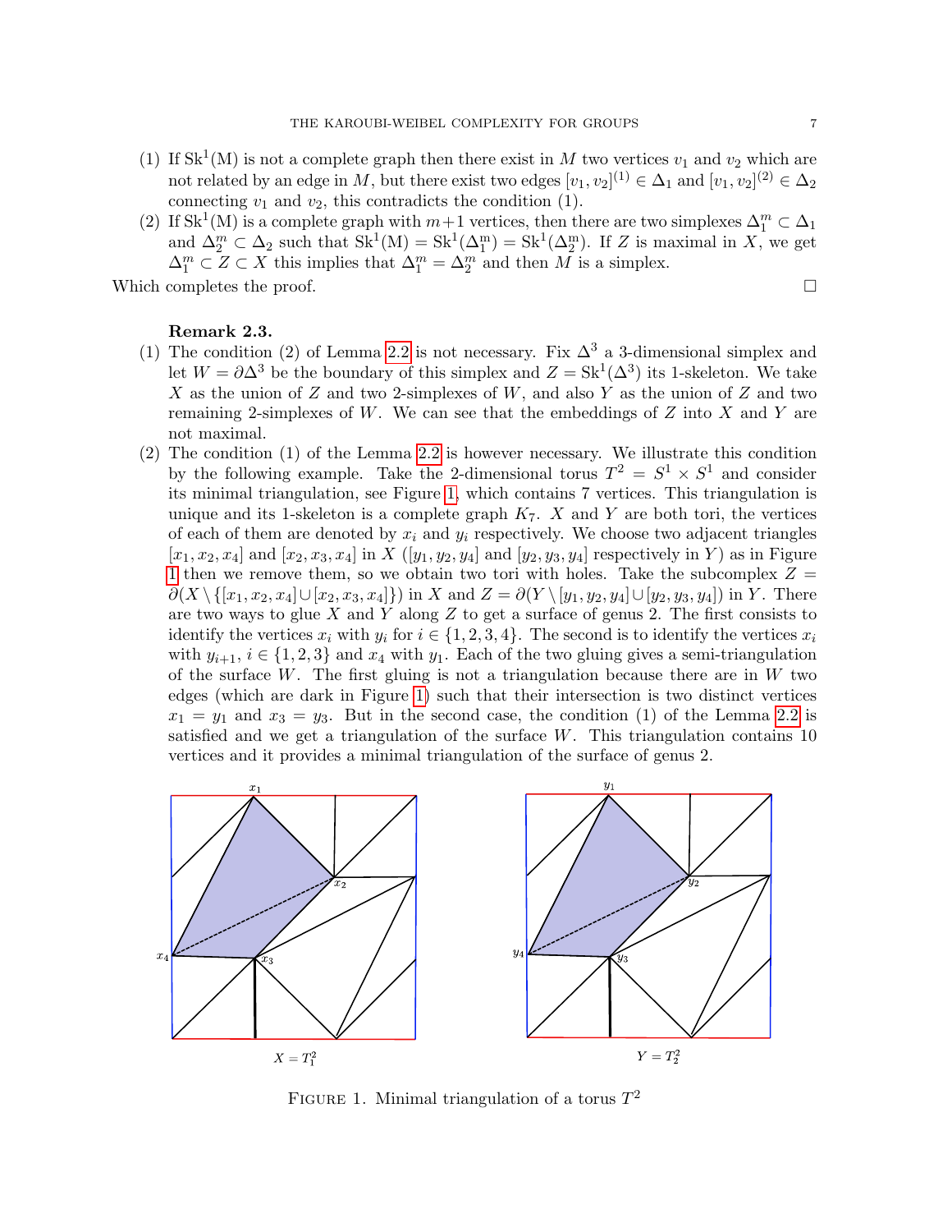(1) If $\mathrm{Sk}^1(\mathrm{M})$ is not a complete graph then there exist in $M$ two vertices $v_1$ and $v_2$ which are not related by an edge in $M$, but there exist two edges $[v_1, v_2]^{(1)} \in \Delta_1$ and $[v_1, v_2]^{(2)} \in \Delta_2$ connecting $v_1$ and $v_2$, this contradicts the condition (1).

(2) If $\mathrm{Sk}^1(\mathrm{M})$ is a complete graph with $m+1$ vertices, then there are two simplexes $\Delta_1^m \subset \Delta_1$ and $\Delta_2^m \subset \Delta_2$ such that $\mathrm{Sk}^1(\mathrm{M}) = \mathrm{Sk}^1(\Delta_1^{\mathrm{m}}) = \mathrm{Sk}^1(\Delta_2^{\mathrm{m}})$. If $Z$ is maximal in $X$, we get $\Delta_1^m \subset Z \subset X$ this implies that $\Delta_1^m = \Delta_2^m$ and then $M$ is a simplex.

Which completes the proof. $\square$

**Remark 2.3.**

(1) The condition (2) of Lemma 2.2 is not necessary. Fix $\Delta^3$ a 3-dimensional simplex and let $W = \partial\Delta^3$ be the boundary of this simplex and $Z = \mathrm{Sk}^1(\Delta^3)$ its 1-skeleton. We take $X$ as the union of $Z$ and two 2-simplexes of $W$, and also $Y$ as the union of $Z$ and two remaining 2-simplexes of $W$. We can see that the embeddings of $Z$ into $X$ and $Y$ are not maximal.

(2) The condition (1) of the Lemma 2.2 is however necessary. We illustrate this condition by the following example. Take the 2-dimensional torus $T^2 = S^1 \times S^1$ and consider its minimal triangulation, see Figure 1, which contains 7 vertices. This triangulation is unique and its 1-skeleton is a complete graph $K_7$. $X$ and $Y$ are both tori, the vertices of each of them are denoted by $x_i$ and $y_i$ respectively. We choose two adjacent triangles $[x_1, x_2, x_4]$ and $[x_2, x_3, x_4]$ in $X$ ($[y_1, y_2, y_4]$ and $[y_2, y_3, y_4]$ respectively in $Y$) as in Figure 1 then we remove them, so we obtain two tori with holes. Take the subcomplex $Z = \partial(X \setminus \{[x_1, x_2, x_4] \cup [x_2, x_3, x_4]\})$ in $X$ and $Z = \partial(Y \setminus [y_1, y_2, y_4] \cup [y_2, y_3, y_4])$ in $Y$. There are two ways to glue $X$ and $Y$ along $Z$ to get a surface of genus 2. The first consists to identify the vertices $x_i$ with $y_i$ for $i \in \{1, 2, 3, 4\}$. The second is to identify the vertices $x_i$ with $y_{i+1}$, $i \in \{1, 2, 3\}$ and $x_4$ with $y_1$. Each of the two gluing gives a semi-triangulation of the surface $W$. The first gluing is not a triangulation because there are in $W$ two edges (which are dark in Figure 1) such that their intersection is two distinct vertices $x_1 = y_1$ and $x_3 = y_3$. But in the second case, the condition (1) of the Lemma 2.2 is satisfied and we get a triangulation of the surface $W$. This triangulation contains 10 vertices and it provides a minimal triangulation of the surface of genus 2.

$X = T_1^2$ $\qquad$ $Y = T_2^2$

Figure 1. Minimal triangulation of a torus $T^2$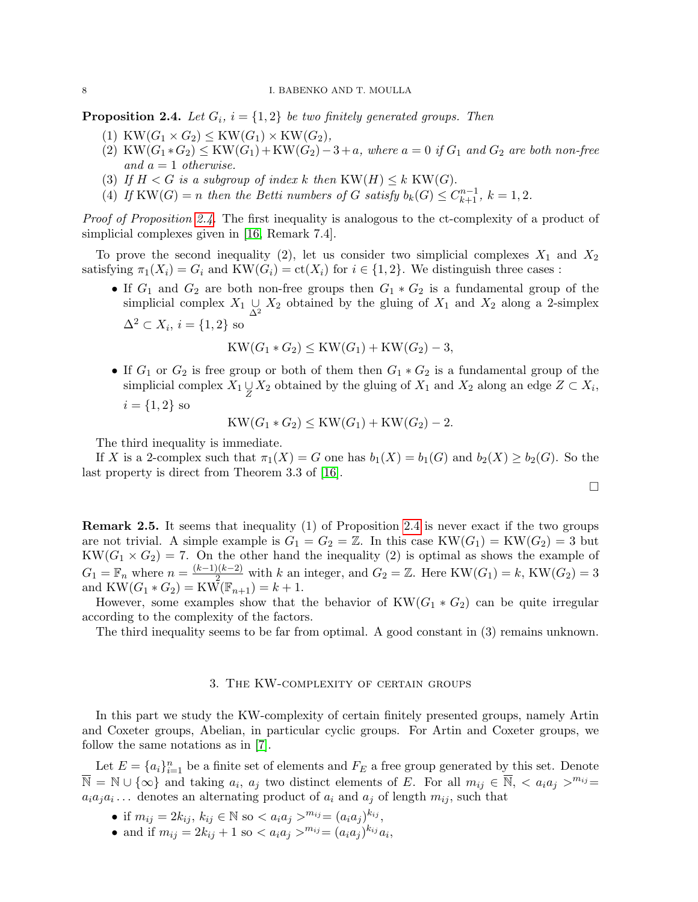**Proposition 2.4.** *Let $G_i$, $i = \{1, 2\}$ be two finitely generated groups. Then*

1. $\mathrm{KW}(G_1 \times G_2) \leq \mathrm{KW}(G_1) \times \mathrm{KW}(G_2)$,
2. $\mathrm{KW}(G_1 * G_2) \leq \mathrm{KW}(G_1) + \mathrm{KW}(G_2) - 3 + a$, *where $a = 0$ if $G_1$ and $G_2$ are both non-free and $a = 1$ otherwise.*
3. *If $H < G$ is a subgroup of index $k$ then $\mathrm{KW}(H) \leq k\ \mathrm{KW}(G)$.*
4. *If $\mathrm{KW}(G) = n$ then the Betti numbers of $G$ satisfy $b_k(G) \leq C_{k+1}^{n-1}$, $k = 1, 2$.*

*Proof of Proposition 2.4.* The first inequality is analogous to the ct-complexity of a product of simplicial complexes given in [16, Remark 7.4].

To prove the second inequality (2), let us consider two simplicial complexes $X_1$ and $X_2$ satisfying $\pi_1(X_i) = G_i$ and $\mathrm{KW}(G_i) = \mathrm{ct}(X_i)$ for $i \in \{1, 2\}$. We distinguish three cases :

- If $G_1$ and $G_2$ are both non-free groups then $G_1 * G_2$ is a fundamental group of the simplicial complex $X_1 \underset{\Delta^2}{\cup} X_2$ obtained by the gluing of $X_1$ and $X_2$ along a 2-simplex $\Delta^2 \subset X_i$, $i = \{1, 2\}$ so
$$\mathrm{KW}(G_1 * G_2) \leq \mathrm{KW}(G_1) + \mathrm{KW}(G_2) - 3,$$
- If $G_1$ or $G_2$ is free group or both of them then $G_1 * G_2$ is a fundamental group of the simplicial complex $X_1 \underset{Z}{\cup} X_2$ obtained by the gluing of $X_1$ and $X_2$ along an edge $Z \subset X_i$, $i = \{1, 2\}$ so
$$\mathrm{KW}(G_1 * G_2) \leq \mathrm{KW}(G_1) + \mathrm{KW}(G_2) - 2.$$

The third inequality is immediate.

If $X$ is a 2-complex such that $\pi_1(X) = G$ one has $b_1(X) = b_1(G)$ and $b_2(X) \geq b_2(G)$. So the last property is direct from Theorem 3.3 of [16].

□

**Remark 2.5.** It seems that inequality (1) of Proposition 2.4 is never exact if the two groups are not trivial. A simple example is $G_1 = G_2 = \mathbb{Z}$. In this case $\mathrm{KW}(G_1) = \mathrm{KW}(G_2) = 3$ but $\mathrm{KW}(G_1 \times G_2) = 7$. On the other hand the inequality (2) is optimal as shows the example of $G_1 = \mathbb{F}_n$ where $n = \frac{(k-1)(k-2)}{2}$ with $k$ an integer, and $G_2 = \mathbb{Z}$. Here $\mathrm{KW}(G_1) = k$, $\mathrm{KW}(G_2) = 3$ and $\mathrm{KW}(G_1 * G_2) = \mathrm{KW}(\mathbb{F}_{n+1}) = k + 1$.

However, some examples show that the behavior of $\mathrm{KW}(G_1 * G_2)$ can be quite irregular according to the complexity of the factors.

The third inequality seems to be far from optimal. A good constant in (3) remains unknown.

## 3. The KW-complexity of certain groups

In this part we study the KW-complexity of certain finitely presented groups, namely Artin and Coxeter groups, Abelian, in particular cyclic groups. For Artin and Coxeter groups, we follow the same notations as in [7].

Let $E = \{a_i\}_{i=1}^n$ be a finite set of elements and $F_E$ a free group generated by this set. Denote $\overline{\mathbb{N}} = \mathbb{N} \cup \{\infty\}$ and taking $a_i$, $a_j$ two distinct elements of $E$. For all $m_{ij} \in \overline{\mathbb{N}}$, $< a_i a_j >^{m_{ij}} = a_i a_j a_i \ldots$ denotes an alternating product of $a_i$ and $a_j$ of length $m_{ij}$, such that

- if $m_{ij} = 2k_{ij}$, $k_{ij} \in \mathbb{N}$ so $< a_i a_j >^{m_{ij}} = (a_i a_j)^{k_{ij}}$,
- and if $m_{ij} = 2k_{ij} + 1$ so $< a_i a_j >^{m_{ij}} = (a_i a_j)^{k_{ij}} a_i$,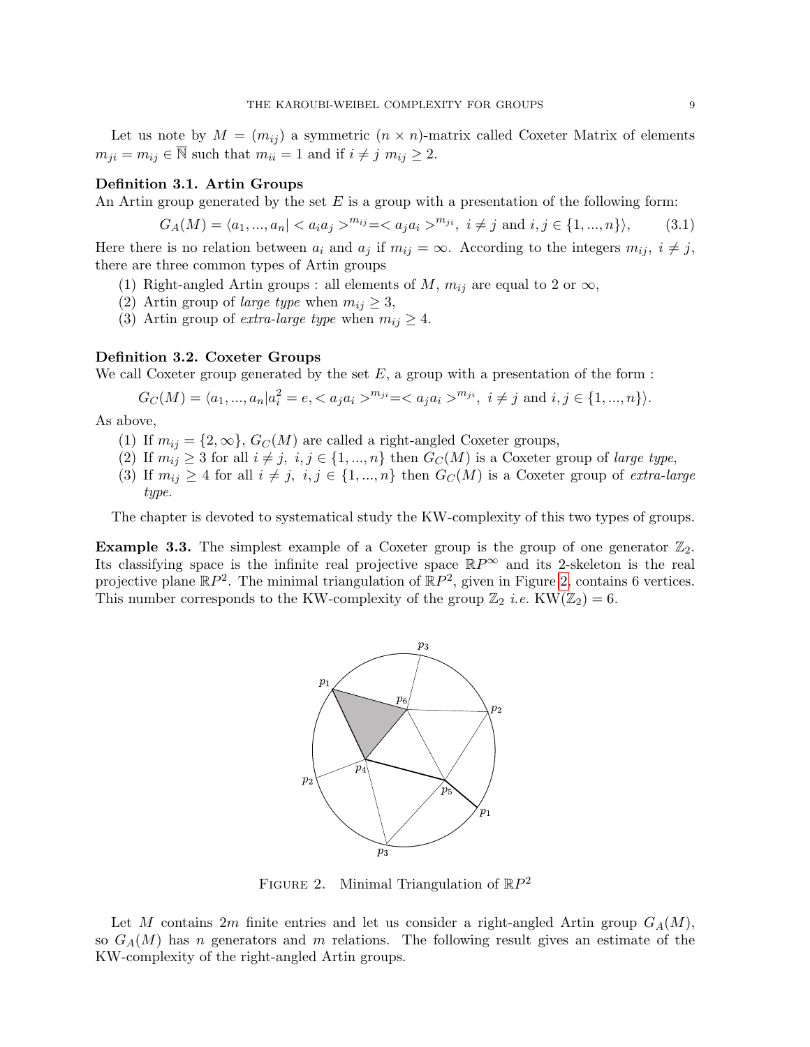Let us note by $M = (m_{ij})$ a symmetric $(n \times n)$-matrix called Coxeter Matrix of elements $m_{ji} = m_{ij} \in \overline{\mathbb{N}}$ such that $m_{ii} = 1$ and if $i \neq j$ $m_{ij} \geq 2$.

**Definition 3.1. Artin Groups**
An Artin group generated by the set $E$ is a group with a presentation of the following form:

$$G_A(M) = \langle a_1, ..., a_n | < a_i a_j >^{m_{ij}} = < a_j a_i >^{m_{ji}},\ i \neq j \text{ and } i, j \in \{1, ..., n\} \rangle, \tag{3.1}$$

Here there is no relation between $a_i$ and $a_j$ if $m_{ij} = \infty$. According to the integers $m_{ij}$, $i \neq j$, there are three common types of Artin groups

1. Right-angled Artin groups : all elements of $M$, $m_{ij}$ are equal to 2 or $\infty$,
2. Artin group of *large type* when $m_{ij} \geq 3$,
3. Artin group of *extra-large type* when $m_{ij} \geq 4$.

**Definition 3.2. Coxeter Groups**
We call Coxeter group generated by the set $E$, a group with a presentation of the form :

$$G_C(M) = \langle a_1, ..., a_n | a_i^2 = e, < a_j a_i >^{m_{ji}} = < a_j a_i >^{m_{ji}},\ i \neq j \text{ and } i, j \in \{1, ..., n\} \rangle.$$

As above,

1. If $m_{ij} = \{2, \infty\}$, $G_C(M)$ are called a right-angled Coxeter groups,
2. If $m_{ij} \geq 3$ for all $i \neq j$, $i, j \in \{1, ..., n\}$ then $G_C(M)$ is a Coxeter group of *large type*,
3. If $m_{ij} \geq 4$ for all $i \neq j$, $i, j \in \{1, ..., n\}$ then $G_C(M)$ is a Coxeter group of *extra-large type*.

The chapter is devoted to systematical study the KW-complexity of this two types of groups.

**Example 3.3.** The simplest example of a Coxeter group is the group of one generator $\mathbb{Z}_2$. Its classifying space is the infinite real projective space $\mathbb{R}P^\infty$ and its 2-skeleton is the real projective plane $\mathbb{R}P^2$. The minimal triangulation of $\mathbb{R}P^2$, given in Figure 2, contains 6 vertices. This number corresponds to the KW-complexity of the group $\mathbb{Z}_2$ *i.e.* KW$(\mathbb{Z}_2) = 6$.

Figure 2. Minimal Triangulation of $\mathbb{R}P^2$

Let $M$ contains $2m$ finite entries and let us consider a right-angled Artin group $G_A(M)$, so $G_A(M)$ has $n$ generators and $m$ relations. The following result gives an estimate of the KW-complexity of the right-angled Artin groups.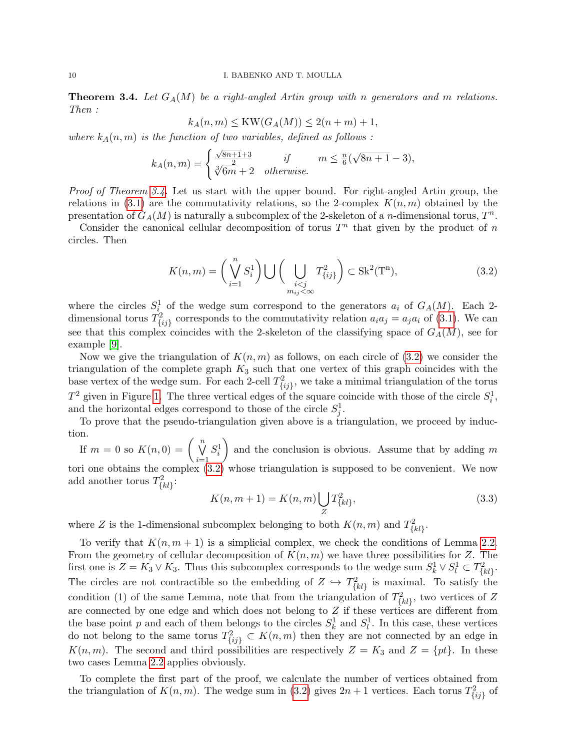**Theorem 3.4.** *Let $G_A(M)$ be a right-angled Artin group with $n$ generators and $m$ relations. Then :*

$$k_A(n,m) \leq \mathrm{KW}(G_A(M)) \leq 2(n+m)+1,$$

*where $k_A(n,m)$ is the function of two variables, defined as follows :*

$$k_A(n,m) = \begin{cases} \frac{\sqrt{8n+1}+3}{2} & \text{if} \quad m \leq \frac{n}{6}(\sqrt{8n+1}-3), \\ \sqrt[3]{6m}+2 & \text{otherwise.} \end{cases}$$

*Proof of Theorem 3.4.* Let us start with the upper bound. For right-angled Artin group, the relations in (3.1) are the commutativity relations, so the 2-complex $K(n,m)$ obtained by the presentation of $G_A(M)$ is naturally a subcomplex of the 2-skeleton of a $n$-dimensional torus, $T^n$.

Consider the canonical cellular decomposition of torus $T^n$ that given by the product of $n$ circles. Then

$$K(n,m) = \left(\bigvee_{i=1}^{n} S^1_i\right) \bigcup \left(\bigcup_{\substack{i<j \\ m_{ij}<\infty}} T^2_{\{ij\}}\right) \subset \mathrm{Sk^2(T^n)}, \tag{3.2}$$

where the circles $S^1_i$ of the wedge sum correspond to the generators $a_i$ of $G_A(M)$. Each 2-dimensional torus $T^2_{\{ij\}}$ corresponds to the commutativity relation $a_ia_j = a_ja_i$ of (3.1). We can see that this complex coincides with the 2-skeleton of the classifying space of $G_A(M)$, see for example [9].

Now we give the triangulation of $K(n,m)$ as follows, on each circle of (3.2) we consider the triangulation of the complete graph $K_3$ such that one vertex of this graph coincides with the base vertex of the wedge sum. For each 2-cell $T^2_{\{ij\}}$, we take a minimal triangulation of the torus $T^2$ given in Figure 1. The three vertical edges of the square coincide with those of the circle $S^1_i$, and the horizontal edges correspond to those of the circle $S^1_j$.

To prove that the pseudo-triangulation given above is a triangulation, we proceed by induction.

If $m = 0$ so $K(n,0) = \left(\bigvee_{i=1}^{n} S^1_i\right)$ and the conclusion is obvious. Assume that by adding $m$ tori one obtains the complex (3.2) whose triangulation is supposed to be convenient. We now add another torus $T^2_{\{kl\}}$:

$$K(n,m+1) = K(n,m) \bigcup_{Z} T^2_{\{kl\}}, \tag{3.3}$$

where $Z$ is the 1-dimensional subcomplex belonging to both $K(n,m)$ and $T^2_{\{kl\}}$.

To verify that $K(n,m+1)$ is a simplicial complex, we check the conditions of Lemma 2.2. From the geometry of cellular decomposition of $K(n,m)$ we have three possibilities for $Z$. The first one is $Z = K_3 \vee K_3$. Thus this subcomplex corresponds to the wedge sum $S^1_k \vee S^1_l \subset T^2_{\{kl\}}$. The circles are not contractible so the embedding of $Z \hookrightarrow T^2_{\{kl\}}$ is maximal. To satisfy the condition (1) of the same Lemma, note that from the triangulation of $T^2_{\{kl\}}$, two vertices of $Z$ are connected by one edge and which does not belong to $Z$ if these vertices are different from the base point $p$ and each of them belongs to the circles $S^1_k$ and $S^1_l$. In this case, these vertices do not belong to the same torus $T^2_{\{ij\}} \subset K(n,m)$ then they are not connected by an edge in $K(n,m)$. The second and third possibilities are respectively $Z = K_3$ and $Z = \{pt\}$. In these two cases Lemma 2.2 applies obviously.

To complete the first part of the proof, we calculate the number of vertices obtained from the triangulation of $K(n,m)$. The wedge sum in (3.2) gives $2n+1$ vertices. Each torus $T^2_{\{ij\}}$ of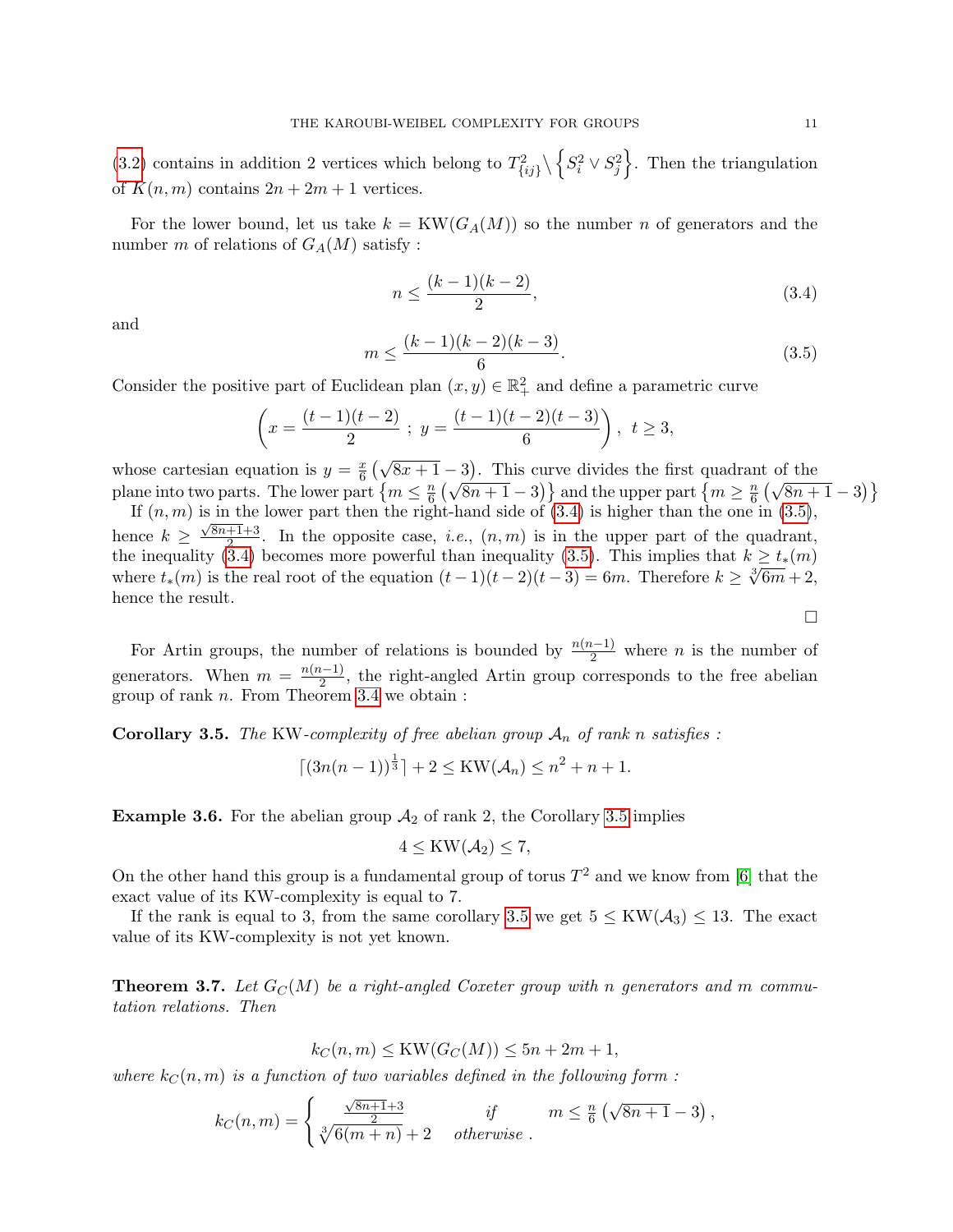(3.2) contains in addition 2 vertices which belong to $T^2_{\{ij\}} \setminus \left\{ S^2_i \vee S^2_j \right\}$. Then the triangulation of $K(n,m)$ contains $2n + 2m + 1$ vertices.

For the lower bound, let us take $k = \mathrm{KW}(G_A(M))$ so the number $n$ of generators and the number $m$ of relations of $G_A(M)$ satisfy :

$$n \leq \frac{(k-1)(k-2)}{2}, \tag{3.4}$$

and

$$m \leq \frac{(k-1)(k-2)(k-3)}{6}. \tag{3.5}$$

Consider the positive part of Euclidean plan $(x,y) \in \mathbb{R}^2_+$ and define a parametric curve

$$\left( x = \frac{(t-1)(t-2)}{2} \ ; \ y = \frac{(t-1)(t-2)(t-3)}{6} \right), \ t \geq 3,$$

whose cartesian equation is $y = \frac{x}{6}\left(\sqrt{8x+1} - 3\right)$. This curve divides the first quadrant of the plane into two parts. The lower part $\left\{ m \leq \frac{n}{6}\left(\sqrt{8n+1} - 3\right)\right\}$ and the upper part $\left\{ m \geq \frac{n}{6}\left(\sqrt{8n+1} - 3\right)\right\}$

If $(n,m)$ is in the lower part then the right-hand side of (3.4) is higher than the one in (3.5), hence $k \geq \frac{\sqrt{8n+1}+3}{2}$. In the opposite case, *i.e.*, $(n,m)$ is in the upper part of the quadrant, the inequality (3.4) becomes more powerful than inequality (3.5). This implies that $k \geq t_*(m)$ where $t_*(m)$ is the real root of the equation $(t-1)(t-2)(t-3) = 6m$. Therefore $k \geq \sqrt[3]{6m} + 2$, hence the result.

$\square$

For Artin groups, the number of relations is bounded by $\frac{n(n-1)}{2}$ where $n$ is the number of generators. When $m = \frac{n(n-1)}{2}$, the right-angled Artin group corresponds to the free abelian group of rank $n$. From Theorem 3.4 we obtain :

**Corollary 3.5.** *The* KW*-complexity of free abelian group $\mathcal{A}_n$ of rank n satisfies :*

$$\lceil (3n(n-1))^{\frac{1}{3}} \rceil + 2 \leq \mathrm{KW}(\mathcal{A}_n) \leq n^2 + n + 1.$$

**Example 3.6.** For the abelian group $\mathcal{A}_2$ of rank 2, the Corollary 3.5 implies

$$4 \leq \mathrm{KW}(\mathcal{A}_2) \leq 7,$$

On the other hand this group is a fundamental group of torus $T^2$ and we know from [6] that the exact value of its KW-complexity is equal to 7.

If the rank is equal to 3, from the same corollary 3.5 we get $5 \leq \mathrm{KW}(\mathcal{A}_3) \leq 13$. The exact value of its KW-complexity is not yet known.

**Theorem 3.7.** *Let $G_C(M)$ be a right-angled Coxeter group with n generators and m commutation relations. Then*

$$k_C(n,m) \leq \mathrm{KW}(G_C(M)) \leq 5n + 2m + 1,$$

*where $k_C(n,m)$ is a function of two variables defined in the following form :*

$$k_C(n,m) = \begin{cases} \frac{\sqrt{8n+1}+3}{2} & \text{if} \quad m \leq \frac{n}{6}\left(\sqrt{8n+1} - 3\right), \\ \sqrt[3]{6(m+n)} + 2 & \text{otherwise} . \end{cases}$$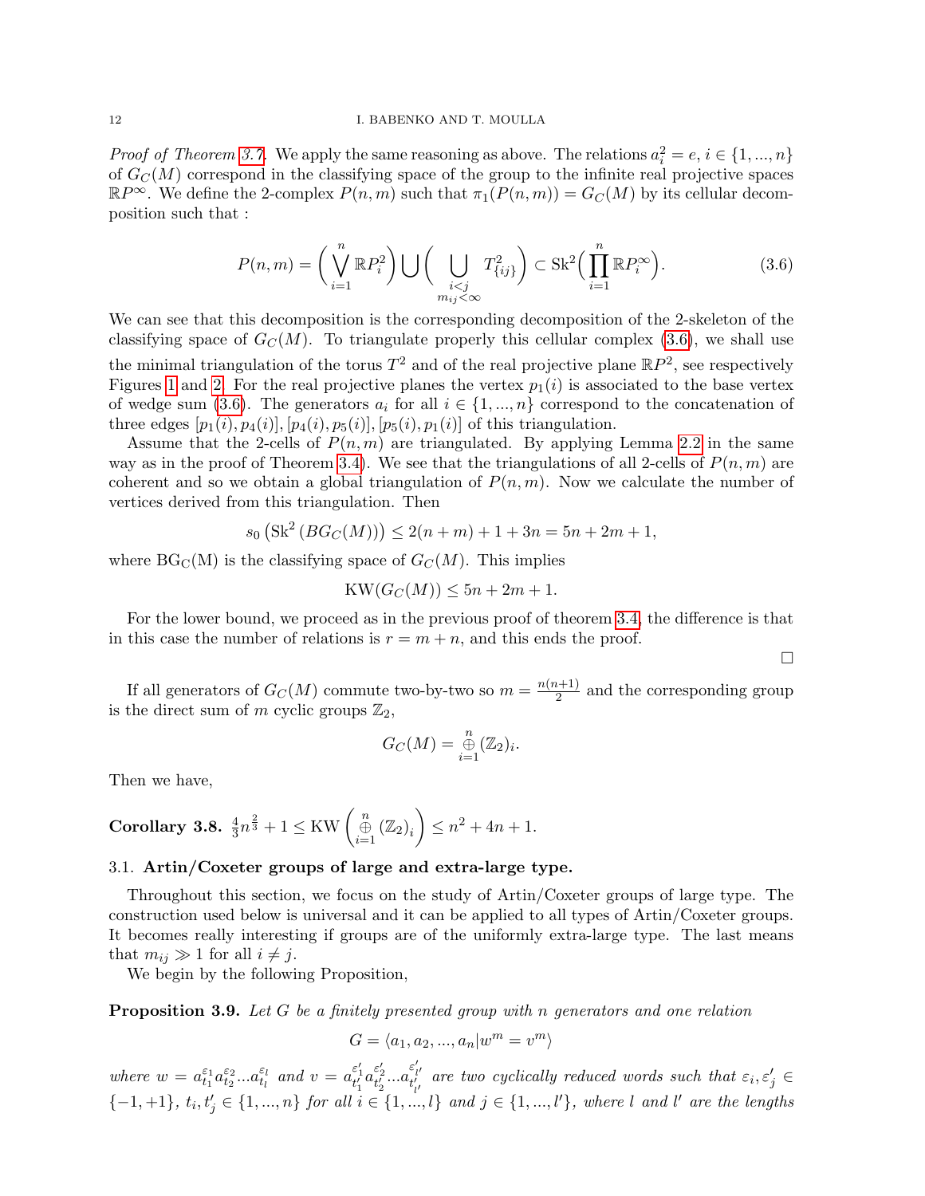*Proof of Theorem 3.7.* We apply the same reasoning as above. The relations $a_i^2 = e$, $i \in \{1, ..., n\}$ of $G_C(M)$ correspond in the classifying space of the group to the infinite real projective spaces $\mathbb{R}P^\infty$. We define the 2-complex $P(n,m)$ such that $\pi_1(P(n,m)) = G_C(M)$ by its cellular decomposition such that :

$$P(n,m) = \Big( \bigvee_{i=1}^{n} \mathbb{R}P_i^2 \Big) \bigcup \Big( \bigcup_{\substack{i<j \\ m_{ij}<\infty}} T^2_{\{ij\}} \Big) \subset \mathrm{Sk}^2 \Big( \prod_{i=1}^{n} \mathbb{R}P_i^\infty \Big). \tag{3.6}$$

We can see that this decomposition is the corresponding decomposition of the 2-skeleton of the classifying space of $G_C(M)$. To triangulate properly this cellular complex (3.6), we shall use the minimal triangulation of the torus $T^2$ and of the real projective plane $\mathbb{R}P^2$, see respectively Figures 1 and 2. For the real projective planes the vertex $p_1(i)$ is associated to the base vertex of wedge sum (3.6). The generators $a_i$ for all $i \in \{1, ..., n\}$ correspond to the concatenation of three edges $[p_1(i), p_4(i)], [p_4(i), p_5(i)], [p_5(i), p_1(i)]$ of this triangulation.

Assume that the 2-cells of $P(n,m)$ are triangulated. By applying Lemma 2.2 in the same way as in the proof of Theorem 3.4). We see that the triangulations of all 2-cells of $P(n,m)$ are coherent and so we obtain a global triangulation of $P(n,m)$. Now we calculate the number of vertices derived from this triangulation. Then

$$s_0 \left( \mathrm{Sk}^2 \left( BG_C(M) \right) \right) \leq 2(n+m) + 1 + 3n = 5n + 2m + 1,$$

where $\mathrm{BG_C(M)}$ is the classifying space of $G_C(M)$. This implies

$$\mathrm{KW}(G_C(M)) \leq 5n + 2m + 1.$$

For the lower bound, we proceed as in the previous proof of theorem 3.4, the difference is that in this case the number of relations is $r = m + n$, and this ends the proof.

□

If all generators of $G_C(M)$ commute two-by-two so $m = \frac{n(n+1)}{2}$ and the corresponding group is the direct sum of $m$ cyclic groups $\mathbb{Z}_2$,

$$G_C(M) = \overset{n}{\underset{i=1}{\oplus}} (\mathbb{Z}_2)_i.$$

Then we have,

**Corollary 3.8.** $\frac{4}{3} n^{\frac{2}{3}} + 1 \leq \mathrm{KW} \left( \overset{n}{\underset{i=1}{\oplus}} (\mathbb{Z}_2)_i \right) \leq n^2 + 4n + 1.$

### 3.1. Artin/Coxeter groups of large and extra-large type.

Throughout this section, we focus on the study of Artin/Coxeter groups of large type. The construction used below is universal and it can be applied to all types of Artin/Coxeter groups. It becomes really interesting if groups are of the uniformly extra-large type. The last means that $m_{ij} \gg 1$ for all $i \neq j$.

We begin by the following Proposition,

**Proposition 3.9.** *Let $G$ be a finitely presented group with $n$ generators and one relation*

$$G = \langle a_1, a_2, ..., a_n | w^m = v^m \rangle$$

*where $w = a_{t_1}^{\varepsilon_1} a_{t_2}^{\varepsilon_2} ... a_{t_l}^{\varepsilon_l}$ and $v = a_{t'_1}^{\varepsilon'_1} a_{t'_2}^{\varepsilon'_2} ... a_{t'_{l'}}^{\varepsilon'_{l'}}$ are two cyclically reduced words such that $\varepsilon_i, \varepsilon'_j \in \{-1, +1\}$, $t_i, t'_j \in \{1, ..., n\}$ for all $i \in \{1, ..., l\}$ and $j \in \{1, ..., l'\}$, where $l$ and $l'$ are the lengths*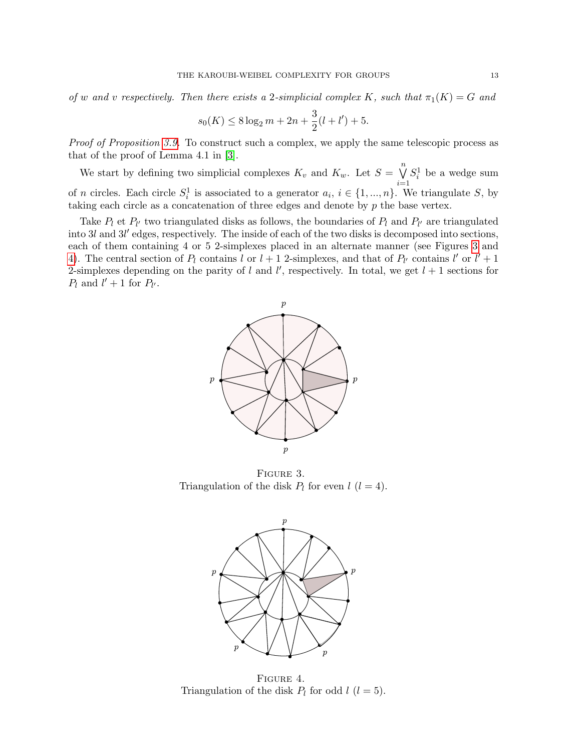*of $w$ and $v$ respectively. Then there exists a 2-simplicial complex $K$, such that $\pi_1(K) = G$ and*

$$s_0(K) \leq 8\log_2 m + 2n + \frac{3}{2}(l + l') + 5.$$

*Proof of Proposition 3.9.* To construct such a complex, we apply the same telescopic process as that of the proof of Lemma 4.1 in [3].

We start by defining two simplicial complexes $K_v$ and $K_w$. Let $S = \bigvee_{i=1}^{n} S_i^1$ be a wedge sum of $n$ circles. Each circle $S_i^1$ is associated to a generator $a_i$, $i \in \{1, ..., n\}$. We triangulate $S$, by taking each circle as a concatenation of three edges and denote by $p$ the base vertex.

Take $P_l$ et $P_{l'}$ two triangulated disks as follows, the boundaries of $P_l$ and $P_{l'}$ are triangulated into $3l$ and $3l'$ edges, respectively. The inside of each of the two disks is decomposed into sections, each of them containing 4 or 5 2-simplexes placed in an alternate manner (see Figures 3 and 4). The central section of $P_l$ contains $l$ or $l+1$ 2-simplexes, and that of $P_{l'}$ contains $l'$ or $l'+1$ 2-simplexes depending on the parity of $l$ and $l'$, respectively. In total, we get $l+1$ sections for $P_l$ and $l'+1$ for $P_{l'}$.

FIGURE 3.
Triangulation of the disk $P_l$ for even $l$ ($l = 4$).

FIGURE 4.
Triangulation of the disk $P_l$ for odd $l$ ($l = 5$).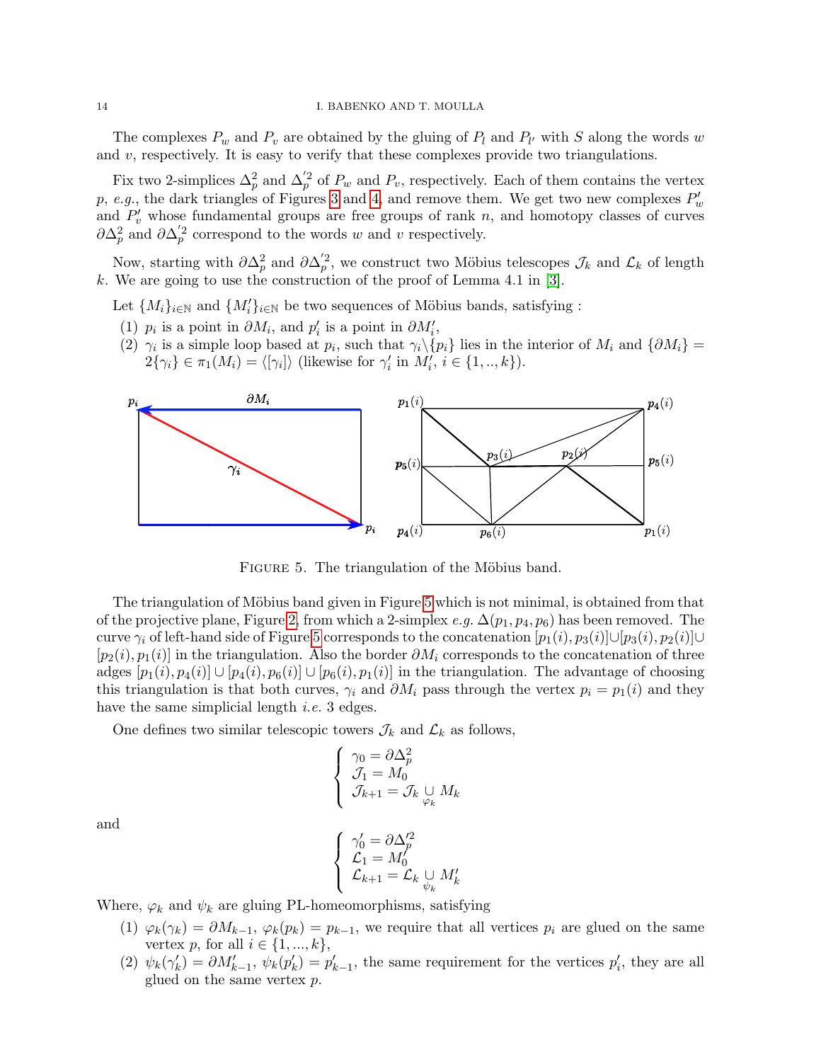The complexes $P_w$ and $P_v$ are obtained by the gluing of $P_l$ and $P_{l'}$ with $S$ along the words $w$ and $v$, respectively. It is easy to verify that these complexes provide two triangulations.

Fix two 2-simplices $\Delta_p^2$ and $\Delta_p^{'2}$ of $P_w$ and $P_v$, respectively. Each of them contains the vertex $p$, *e.g.*, the dark triangles of Figures 3 and 4, and remove them. We get two new complexes $P'_w$ and $P'_v$ whose fundamental groups are free groups of rank $n$, and homotopy classes of curves $\partial\Delta_p^2$ and $\partial\Delta_p^{'2}$ correspond to the words $w$ and $v$ respectively.

Now, starting with $\partial\Delta_p^2$ and $\partial\Delta_p^{'2}$, we construct two Möbius telescopes $\mathcal{J}_k$ and $\mathcal{L}_k$ of length $k$. We are going to use the construction of the proof of Lemma 4.1 in [3].

Let $\{M_i\}_{i\in\mathbb{N}}$ and $\{M'_i\}_{i\in\mathbb{N}}$ be two sequences of Möbius bands, satisfying :

(1) $p_i$ is a point in $\partial M_i$, and $p'_i$ is a point in $\partial M'_i$,
(2) $\gamma_i$ is a simple loop based at $p_i$, such that $\gamma_i\backslash\{p_i\}$ lies in the interior of $M_i$ and $\{\partial M_i\} = 2\{\gamma_i\} \in \pi_1(M_i) = \langle[\gamma_i]\rangle$ (likewise for $\gamma'_i$ in $M'_i$, $i \in \{1,..,k\}$).

FIGURE 5. The triangulation of the Möbius band.

The triangulation of Möbius band given in Figure 5 which is not minimal, is obtained from that of the projective plane, Figure 2, from which a 2-simplex *e.g.* $\Delta(p_1, p_4, p_6)$ has been removed. The curve $\gamma_i$ of left-hand side of Figure 5 corresponds to the concatenation $[p_1(i), p_3(i)]\cup[p_3(i), p_2(i)]\cup[p_2(i), p_1(i)]$ in the triangulation. Also the border $\partial M_i$ corresponds to the concatenation of three adges $[p_1(i), p_4(i)] \cup [p_4(i), p_6(i)] \cup [p_6(i), p_1(i)]$ in the triangulation. The advantage of choosing this triangulation is that both curves, $\gamma_i$ and $\partial M_i$ pass through the vertex $p_i = p_1(i)$ and they have the same simplicial length *i.e.* 3 edges.

One defines two similar telescopic towers $\mathcal{J}_k$ and $\mathcal{L}_k$ as follows,

$$\begin{cases} \gamma_0 = \partial\Delta_p^2 \\ \mathcal{J}_1 = M_0 \\ \mathcal{J}_{k+1} = \mathcal{J}_k \underset{\varphi_k}{\cup} M_k \end{cases}$$

and

$$\begin{cases} \gamma'_0 = \partial\Delta_p^{'2} \\ \mathcal{L}_1 = M'_0 \\ \mathcal{L}_{k+1} = \mathcal{L}_k \underset{\psi_k}{\cup} M'_k \end{cases}$$

Where, $\varphi_k$ and $\psi_k$ are gluing PL-homeomorphisms, satisfying

(1) $\varphi_k(\gamma_k) = \partial M_{k-1}$, $\varphi_k(p_k) = p_{k-1}$, we require that all vertices $p_i$ are glued on the same vertex $p$, for all $i \in \{1, ..., k\}$,
(2) $\psi_k(\gamma'_k) = \partial M'_{k-1}$, $\psi_k(p'_k) = p'_{k-1}$, the same requirement for the vertices $p'_i$, they are all glued on the same vertex $p$.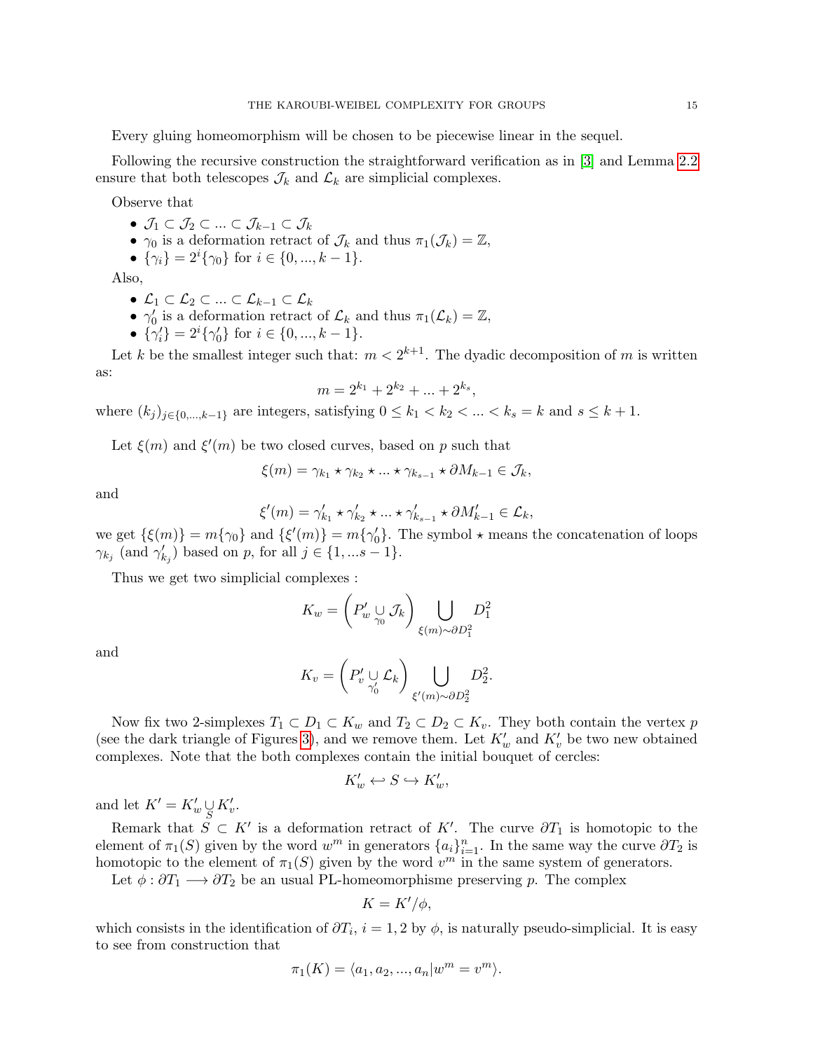Every gluing homeomorphism will be chosen to be piecewise linear in the sequel.

Following the recursive construction the straightforward verification as in [3] and Lemma 2.2 ensure that both telescopes $\mathcal{J}_k$ and $\mathcal{L}_k$ are simplicial complexes.

Observe that

- $\mathcal{J}_1 \subset \mathcal{J}_2 \subset ... \subset \mathcal{J}_{k-1} \subset \mathcal{J}_k$
- $\gamma_0$ is a deformation retract of $\mathcal{J}_k$ and thus $\pi_1(\mathcal{J}_k) = \mathbb{Z}$,
- $\{\gamma_i\} = 2^i\{\gamma_0\}$ for $i \in \{0, ..., k-1\}$.

Also,

- $\mathcal{L}_1 \subset \mathcal{L}_2 \subset ... \subset \mathcal{L}_{k-1} \subset \mathcal{L}_k$
- $\gamma'_0$ is a deformation retract of $\mathcal{L}_k$ and thus $\pi_1(\mathcal{L}_k) = \mathbb{Z}$,
- $\{\gamma'_i\} = 2^i\{\gamma'_0\}$ for $i \in \{0, ..., k-1\}$.

Let $k$ be the smallest integer such that: $m < 2^{k+1}$. The dyadic decomposition of $m$ is written as:

$$m = 2^{k_1} + 2^{k_2} + ... + 2^{k_s},$$

where $(k_j)_{j\in\{0,...,k-1\}}$ are integers, satisfying $0 \leq k_1 < k_2 < ... < k_s = k$ and $s \leq k+1$.

Let $\xi(m)$ and $\xi'(m)$ be two closed curves, based on $p$ such that

$$\xi(m) = \gamma_{k_1} \star \gamma_{k_2} \star ... \star \gamma_{k_{s-1}} \star \partial M_{k-1} \in \mathcal{J}_k,$$

and

$$\xi'(m) = \gamma'_{k_1} \star \gamma'_{k_2} \star ... \star \gamma'_{k_{s-1}} \star \partial M'_{k-1} \in \mathcal{L}_k,$$

we get $\{\xi(m)\} = m\{\gamma_0\}$ and $\{\xi'(m)\} = m\{\gamma'_0\}$. The symbol $\star$ means the concatenation of loops $\gamma_{k_j}$ (and $\gamma'_{k_j}$) based on $p$, for all $j \in \{1, ...s-1\}$.

Thus we get two simplicial complexes :

$$K_w = \left(P'_w \underset{\gamma_0}{\cup} \mathcal{J}_k\right) \bigcup_{\xi(m)\sim\partial D_1^2} D_1^2$$

and

$$K_v = \left(P'_v \underset{\gamma'_0}{\cup} \mathcal{L}_k\right) \bigcup_{\xi'(m)\sim\partial D_2^2} D_2^2.$$

Now fix two 2-simplexes $T_1 \subset D_1 \subset K_w$ and $T_2 \subset D_2 \subset K_v$. They both contain the vertex $p$ (see the dark triangle of Figures 3), and we remove them. Let $K'_w$ and $K'_v$ be two new obtained complexes. Note that the both complexes contain the initial bouquet of cercles:

$$K'_w \hookleftarrow S \hookrightarrow K'_w,$$

and let $K' = K'_w \underset{S}{\cup} K'_v$.

Remark that $S \subset K'$ is a deformation retract of $K'$. The curve $\partial T_1$ is homotopic to the element of $\pi_1(S)$ given by the word $w^m$ in generators $\{a_i\}_{i=1}^n$. In the same way the curve $\partial T_2$ is homotopic to the element of $\pi_1(S)$ given by the word $v^m$ in the same system of generators.

Let $\phi : \partial T_1 \longrightarrow \partial T_2$ be an usual PL-homeomorphisme preserving $p$. The complex

$$K = K'/\phi,$$

which consists in the identification of $\partial T_i$, $i = 1, 2$ by $\phi$, is naturally pseudo-simplicial. It is easy to see from construction that

$$\pi_1(K) = \langle a_1, a_2, ..., a_n | w^m = v^m\rangle.$$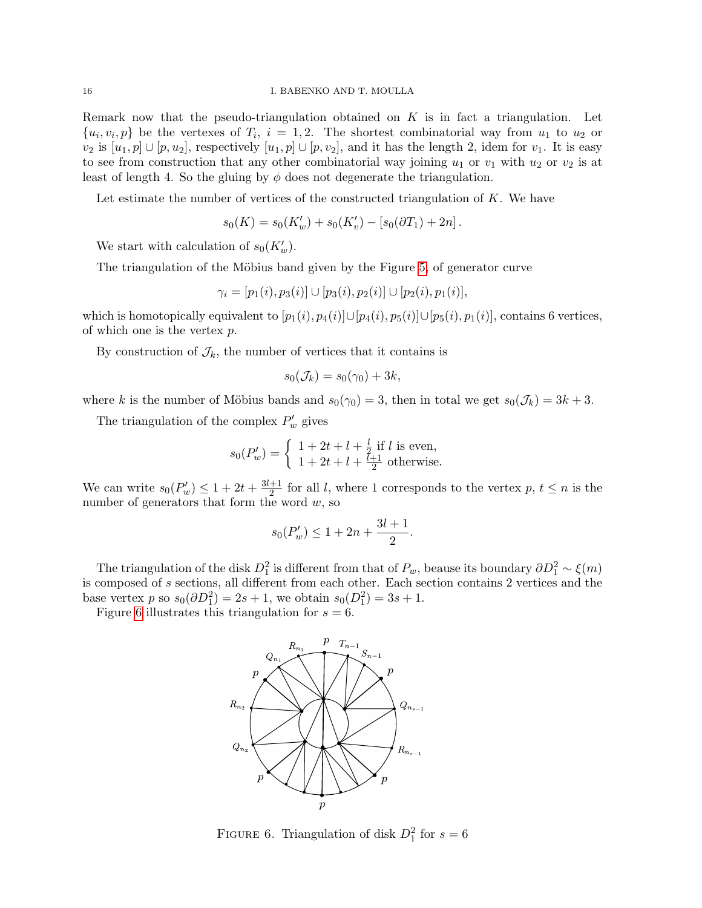Remark now that the pseudo-triangulation obtained on $K$ is in fact a triangulation. Let $\{u_i, v_i, p\}$ be the vertexes of $T_i$, $i = 1, 2$. The shortest combinatorial way from $u_1$ to $u_2$ or $v_2$ is $[u_1, p] \cup [p, u_2]$, respectively $[u_1, p] \cup [p, v_2]$, and it has the length 2, idem for $v_1$. It is easy to see from construction that any other combinatorial way joining $u_1$ or $v_1$ with $u_2$ or $v_2$ is at least of length 4. So the gluing by $\phi$ does not degenerate the triangulation.

Let estimate the number of vertices of the constructed triangulation of $K$. We have

$$s_0(K) = s_0(K'_w) + s_0(K'_v) - [s_0(\partial T_1) + 2n].$$

We start with calculation of $s_0(K'_w)$.

The triangulation of the Möbius band given by the Figure 5, of generator curve

$$\gamma_i = [p_1(i), p_3(i)] \cup [p_3(i), p_2(i)] \cup [p_2(i), p_1(i)],$$

which is homotopically equivalent to $[p_1(i), p_4(i)] \cup [p_4(i), p_5(i)] \cup [p_5(i), p_1(i)]$, contains 6 vertices, of which one is the vertex $p$.

By construction of $\mathcal{J}_k$, the number of vertices that it contains is

$$s_0(\mathcal{J}_k) = s_0(\gamma_0) + 3k,$$

where $k$ is the number of Möbius bands and $s_0(\gamma_0) = 3$, then in total we get $s_0(\mathcal{J}_k) = 3k + 3$.

The triangulation of the complex $P'_w$ gives

$$s_0(P'_w) = \begin{cases} 1 + 2t + l + \frac{l}{2} \text{ if } l \text{ is even,} \\ 1 + 2t + l + \frac{l+1}{2} \text{ otherwise.} \end{cases}$$

We can write $s_0(P'_w) \leq 1 + 2t + \frac{3l+1}{2}$ for all $l$, where 1 corresponds to the vertex $p$, $t \leq n$ is the number of generators that form the word $w$, so

$$s_0(P'_w) \leq 1 + 2n + \frac{3l+1}{2}.$$

The triangulation of the disk $D_1^2$ is different from that of $P_w$, beause its boundary $\partial D_1^2 \sim \xi(m)$ is composed of $s$ sections, all different from each other. Each section contains 2 vertices and the base vertex $p$ so $s_0(\partial D_1^2) = 2s + 1$, we obtain $s_0(D_1^2) = 3s + 1$.

Figure 6 illustrates this triangulation for $s = 6$.

Figure 6. Triangulation of disk $D_1^2$ for $s = 6$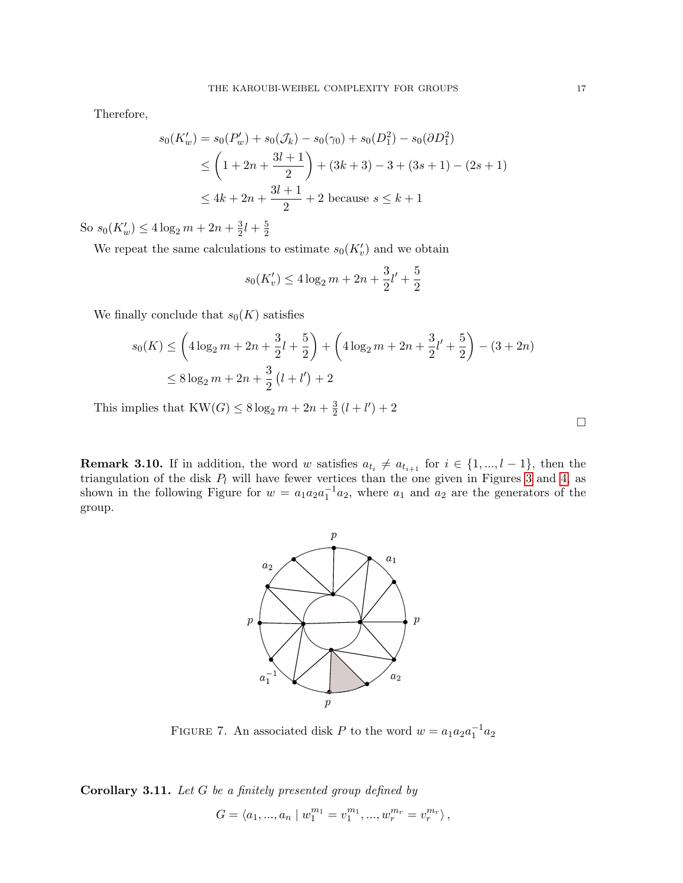Therefore,

$$
\begin{aligned}
s_0(K'_w) &= s_0(P'_w) + s_0(\mathcal{J}_k) - s_0(\gamma_0) + s_0(D^2_1) - s_0(\partial D^2_1) \\
&\leq \left(1 + 2n + \frac{3l+1}{2}\right) + (3k+3) - 3 + (3s+1) - (2s+1) \\
&\leq 4k + 2n + \frac{3l+1}{2} + 2 \text{ because } s \leq k+1
\end{aligned}
$$

So $s_0(K'_w) \leq 4\log_2 m + 2n + \frac{3}{2}l + \frac{5}{2}$

We repeat the same calculations to estimate $s_0(K'_v)$ and we obtain

$$
s_0(K'_v) \leq 4\log_2 m + 2n + \frac{3}{2}l' + \frac{5}{2}
$$

We finally conclude that $s_0(K)$ satisfies

$$
\begin{aligned}
s_0(K) &\leq \left(4\log_2 m + 2n + \frac{3}{2}l + \frac{5}{2}\right) + \left(4\log_2 m + 2n + \frac{3}{2}l' + \frac{5}{2}\right) - (3+2n) \\
&\leq 8\log_2 m + 2n + \frac{3}{2}\left(l + l'\right) + 2
\end{aligned}
$$

This implies that $\mathrm{KW}(G) \leq 8\log_2 m + 2n + \frac{3}{2}\left(l + l'\right) + 2$

□

**Remark 3.10.** If in addition, the word $w$ satisfies $a_{t_i} \neq a_{t_{i+1}}$ for $i \in \{1, ..., l-1\}$, then the triangulation of the disk $P_l$ will have fewer vertices than the one given in Figures 3 and 4, as shown in the following Figure for $w = a_1 a_2 a_1^{-1} a_2$, where $a_1$ and $a_2$ are the generators of the group.

FIGURE 7. An associated disk $P$ to the word $w = a_1 a_2 a_1^{-1} a_2$

**Corollary 3.11.** *Let $G$ be a finitely presented group defined by*

$$
G = \left\langle a_1, ..., a_n \mid w_1^{m_1} = v_1^{m_1}, ..., w_r^{m_r} = v_r^{m_r} \right\rangle,
$$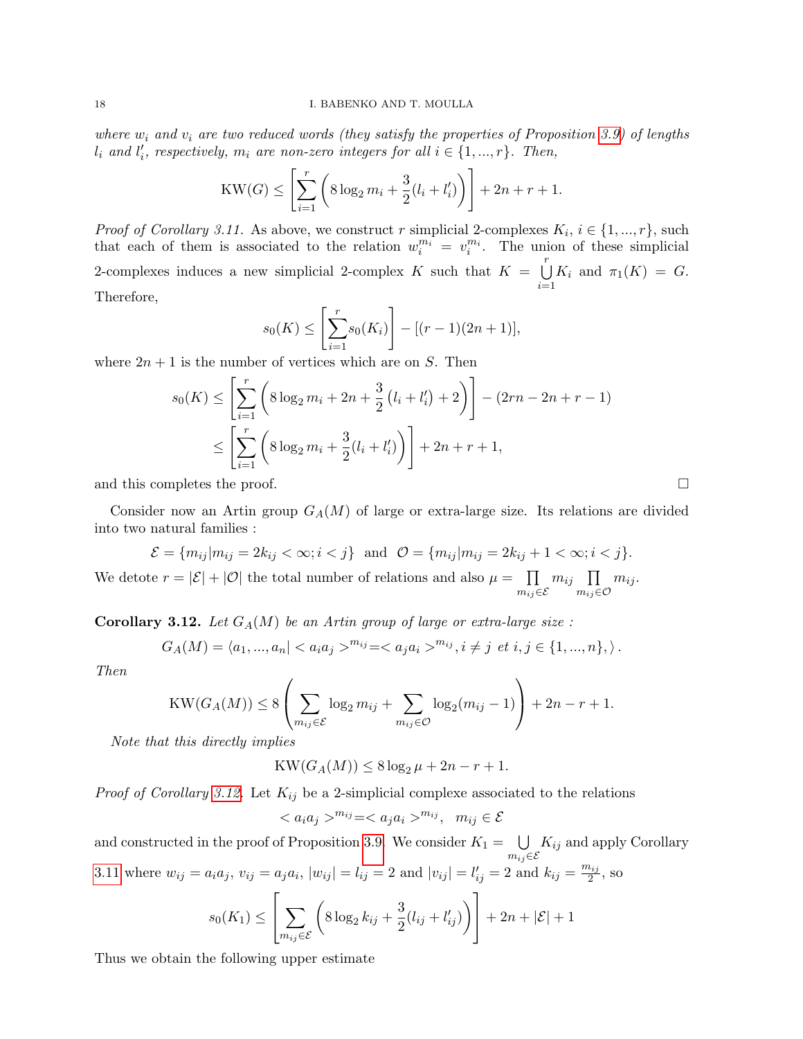*where $w_i$ and $v_i$ are two reduced words (they satisfy the properties of Proposition 3.9) of lengths $l_i$ and $l'_i$, respectively, $m_i$ are non-zero integers for all $i \in \{1, ..., r\}$. Then,*

$$\mathrm{KW}(G) \leq \left[\sum_{i=1}^{r}\left(8\log_2 m_i + \frac{3}{2}(l_i + l'_i)\right)\right] + 2n + r + 1.$$

*Proof of Corollary 3.11.* As above, we construct $r$ simplicial 2-complexes $K_i$, $i \in \{1, ..., r\}$, such that each of them is associated to the relation $w_i^{m_i} = v_i^{m_i}$. The union of these simplicial 2-complexes induces a new simplicial 2-complex $K$ such that $K = \bigcup_{i=1}^{r} K_i$ and $\pi_1(K) = G$. Therefore,

$$s_0(K) \leq \left[\sum_{i=1}^{r} s_0(K_i)\right] - [(r-1)(2n+1)],$$

where $2n+1$ is the number of vertices which are on $S$. Then

$$\begin{aligned}
s_0(K) &\leq \left[\sum_{i=1}^{r}\left(8\log_2 m_i + 2n + \frac{3}{2}\left(l_i + l'_i\right) + 2\right)\right] - (2rn - 2n + r - 1) \\
&\leq \left[\sum_{i=1}^{r}\left(8\log_2 m_i + \frac{3}{2}(l_i + l'_i)\right)\right] + 2n + r + 1,
\end{aligned}$$

and this completes the proof. □

Consider now an Artin group $G_A(M)$ of large or extra-large size. Its relations are divided into two natural families :

$$\mathcal{E} = \{m_{ij} | m_{ij} = 2k_{ij} < \infty; i < j\} \text{ and } \mathcal{O} = \{m_{ij} | m_{ij} = 2k_{ij} + 1 < \infty; i < j\}.$$

We detote $r = |\mathcal{E}| + |\mathcal{O}|$ the total number of relations and also $\mu = \prod_{m_{ij} \in \mathcal{E}} m_{ij} \prod_{m_{ij} \in \mathcal{O}} m_{ij}$.

**Corollary 3.12.** *Let $G_A(M)$ be an Artin group of large or extra-large size :*

$$G_A(M) = \langle a_1, ..., a_n | < a_i a_j >^{m_{ij}} = < a_j a_i >^{m_{ij}}, i \neq j \text{ et } i, j \in \{1, ..., n\}, \rangle .$$

*Then*

$$\mathrm{KW}(G_A(M)) \leq 8\left(\sum_{m_{ij} \in \mathcal{E}} \log_2 m_{ij} + \sum_{m_{ij} \in \mathcal{O}} \log_2(m_{ij} - 1)\right) + 2n - r + 1.$$

*Note that this directly implies*

$$\mathrm{KW}(G_A(M)) \leq 8\log_2 \mu + 2n - r + 1.$$

*Proof of Corollary 3.12.* Let $K_{ij}$ be a 2-simplicial complexe associated to the relations

$$< a_i a_j >^{m_{ij}} = < a_j a_i >^{m_{ij}}, \quad m_{ij} \in \mathcal{E}$$

and constructed in the proof of Proposition 3.9. We consider $K_1 = \bigcup_{m_{ij} \in \mathcal{E}} K_{ij}$ and apply Corollary 3.11 where $w_{ij} = a_i a_j$, $v_{ij} = a_j a_i$, $|w_{ij}| = l_{ij} = 2$ and $|v_{ij}| = l'_{ij} = 2$ and $k_{ij} = \frac{m_{ij}}{2}$, so

$$s_0(K_1) \leq \left[\sum_{m_{ij} \in \mathcal{E}}\left(8\log_2 k_{ij} + \frac{3}{2}(l_{ij} + l'_{ij})\right)\right] + 2n + |\mathcal{E}| + 1$$

Thus we obtain the following upper estimate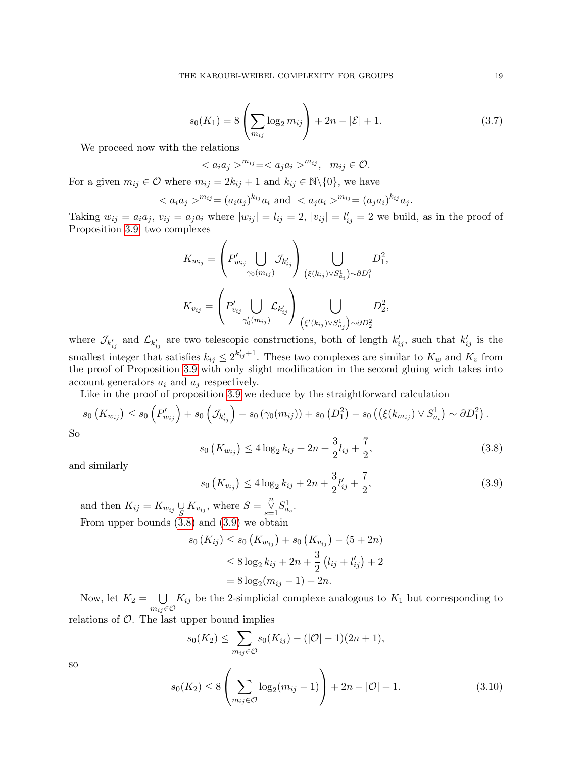$$s_0(K_1) = 8\left(\sum_{m_{ij}} \log_2 m_{ij}\right) + 2n - |\mathcal{E}| + 1. \tag{3.7}$$

We proceed now with the relations

$$< a_i a_j >^{m_{ij}} = < a_j a_i >^{m_{ij}}, \quad m_{ij} \in \mathcal{O}.$$

For a given $m_{ij} \in \mathcal{O}$ where $m_{ij} = 2k_{ij} + 1$ and $k_{ij} \in \mathbb{N} \backslash \{0\}$, we have

$$< a_i a_j >^{m_{ij}} = (a_i a_j)^{k_{ij}} a_i \text{ and } < a_j a_i >^{m_{ij}} = (a_j a_i)^{k_{ij}} a_j.$$

Taking $w_{ij} = a_i a_j$, $v_{ij} = a_j a_i$ where $|w_{ij}| = l_{ij} = 2$, $|v_{ij}| = l'_{ij} = 2$ we build, as in the proof of Proposition 3.9, two complexes

$$K_{w_{ij}} = \left(P'_{w_{ij}} \bigcup_{\gamma_0(m_{ij})} \mathcal{J}_{k'_{ij}}\right) \bigcup_{\left(\xi(k_{ij}) \vee S^1_{a_i}\right) \sim \partial D^2_1} D^2_1,$$

$$K_{v_{ij}} = \left(P'_{v_{ij}} \bigcup_{\gamma'_0(m_{ij})} \mathcal{L}_{k'_{ij}}\right) \bigcup_{\left(\xi'(k_{ij}) \vee S^1_{a_j}\right) \sim \partial D^2_2} D^2_2,$$

where $\mathcal{J}_{k'_{ij}}$ and $\mathcal{L}_{k'_{ij}}$ are two telescopic constructions, both of length $k'_{ij}$, such that $k'_{ij}$ is the smallest integer that satisfies $k_{ij} \leq 2^{k'_{ij}+1}$. These two complexes are similar to $K_w$ and $K_v$ from the proof of Proposition 3.9 with only slight modification in the second gluing wich takes into account generators $a_i$ and $a_j$ respectively.

Like in the proof of proposition 3.9 we deduce by the straightforward calculation

$$s_0\left(K_{w_{ij}}\right) \leq s_0\left(P'_{w_{ij}}\right) + s_0\left(\mathcal{J}_{k'_{ij}}\right) - s_0\left(\gamma_0(m_{ij})\right) + s_0\left(D^2_1\right) - s_0\left(\left(\xi(k_{m_{ij}}) \vee S^1_{a_i}\right) \sim \partial D^2_1\right).$$

So

$$s_0\left(K_{w_{ij}}\right) \leq 4 \log_2 k_{ij} + 2n + \frac{3}{2} l_{ij} + \frac{7}{2}, \tag{3.8}$$

and similarly

$$s_0\left(K_{v_{ij}}\right) \leq 4 \log_2 k_{ij} + 2n + \frac{3}{2} l'_{ij} + \frac{7}{2}, \tag{3.9}$$

and then $K_{ij} = K_{w_{ij}} \bigcup_S K_{v_{ij}}$, where $S = \bigvee_{s=1}^{n} S^1_{a_s}$.

From upper bounds (3.8) and (3.9) we obtain

$$\begin{aligned}
s_0\left(K_{ij}\right) &\leq s_0\left(K_{w_{ij}}\right) + s_0\left(K_{v_{ij}}\right) - (5 + 2n) \\
&\leq 8 \log_2 k_{ij} + 2n + \frac{3}{2}\left(l_{ij} + l'_{ij}\right) + 2 \\
&= 8 \log_2 (m_{ij} - 1) + 2n.
\end{aligned}$$

Now, let $K_2 = \bigcup_{m_{ij} \in \mathcal{O}} K_{ij}$ be the 2-simplicial complexe analogous to $K_1$ but corresponding to relations of $\mathcal{O}$. The last upper bound implies

$$s_0(K_2) \leq \sum_{m_{ij} \in \mathcal{O}} s_0(K_{ij}) - (|\mathcal{O}| - 1)(2n + 1),$$

so

$$s_0(K_2) \leq 8\left(\sum_{m_{ij} \in \mathcal{O}} \log_2(m_{ij} - 1)\right) + 2n - |\mathcal{O}| + 1. \tag{3.10}$$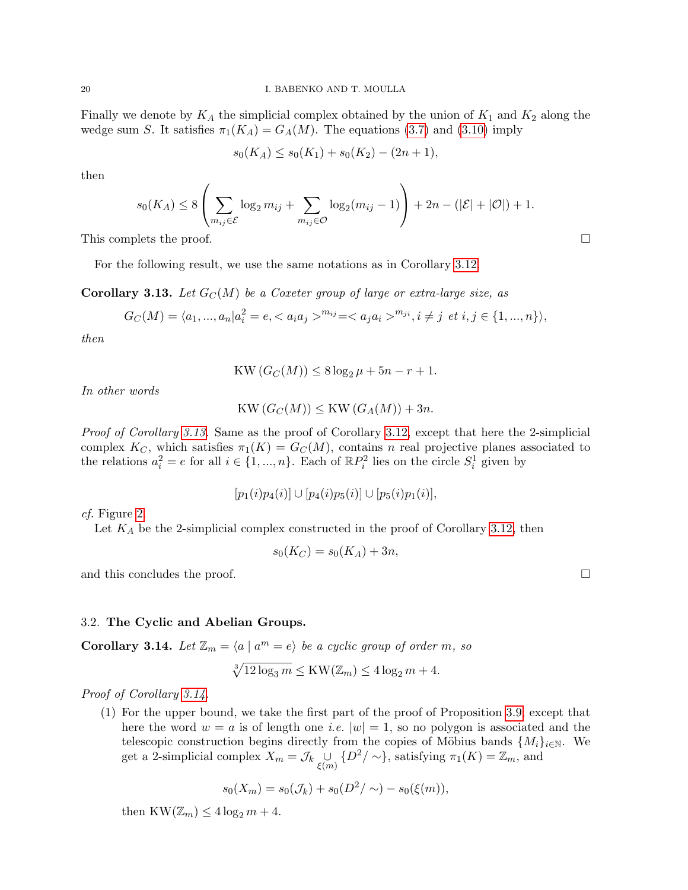Finally we denote by $K_A$ the simplicial complex obtained by the union of $K_1$ and $K_2$ along the wedge sum $S$. It satisfies $\pi_1(K_A) = G_A(M)$. The equations (3.7) and (3.10) imply

$$s_0(K_A) \leq s_0(K_1) + s_0(K_2) - (2n+1),$$

then

$$s_0(K_A) \leq 8\left(\sum_{m_{ij}\in\mathcal{E}} \log_2 m_{ij} + \sum_{m_{ij}\in\mathcal{O}} \log_2(m_{ij}-1)\right) + 2n - (|\mathcal{E}| + |\mathcal{O}|) + 1.$$

This complets the proof. □

For the following result, we use the same notations as in Corollary 3.12.

**Corollary 3.13.** *Let $G_C(M)$ be a Coxeter group of large or extra-large size, as*

$$G_C(M) = \langle a_1, ..., a_n | a_i^2 = e, < a_i a_j >^{m_{ij}} = < a_j a_i >^{m_{ji}}, i \neq j \text{ et } i, j \in \{1, ..., n\}\rangle,$$

*then*

$$\mathrm{KW}\left(G_C(M)\right) \leq 8\log_2 \mu + 5n - r + 1.$$

*In other words*

$$\mathrm{KW}\left(G_C(M)\right) \leq \mathrm{KW}\left(G_A(M)\right) + 3n.$$

*Proof of Corollary 3.13.* Same as the proof of Corollary 3.12, except that here the 2-simplicial complex $K_C$, which satisfies $\pi_1(K) = G_C(M)$, contains $n$ real projective planes associated to the relations $a_i^2 = e$ for all $i \in \{1, ..., n\}$. Each of $\mathbb{R}P_i^2$ lies on the circle $S_i^1$ given by

$$[p_1(i)p_4(i)] \cup [p_4(i)p_5(i)] \cup [p_5(i)p_1(i)],$$

*cf.* Figure 2.

Let $K_A$ be the 2-simplicial complex constructed in the proof of Corollary 3.12, then

$$s_0(K_C) = s_0(K_A) + 3n,$$

and this concludes the proof. □

### 3.2. **The Cyclic and Abelian Groups.**

**Corollary 3.14.** *Let $\mathbb{Z}_m = \langle a \mid a^m = e\rangle$ be a cyclic group of order $m$, so*

$$\sqrt[3]{12\log_3 m} \leq \mathrm{KW}(\mathbb{Z}_m) \leq 4\log_2 m + 4.$$

*Proof of Corollary 3.14.*

(1) For the upper bound, we take the first part of the proof of Proposition 3.9, except that here the word $w = a$ is of length one *i.e.* $|w| = 1$, so no polygon is associated and the telescopic construction begins directly from the copies of Möbius bands $\{M_i\}_{i\in\mathbb{N}}$. We get a 2-simplicial complex $X_m = \mathcal{J}_k \underset{\xi(m)}{\cup} \{D^2/\sim\}$, satisfying $\pi_1(K) = \mathbb{Z}_m$, and

$$s_0(X_m) = s_0(\mathcal{J}_k) + s_0(D^2/\sim) - s_0(\xi(m)),$$

then $\mathrm{KW}(\mathbb{Z}_m) \leq 4\log_2 m + 4$.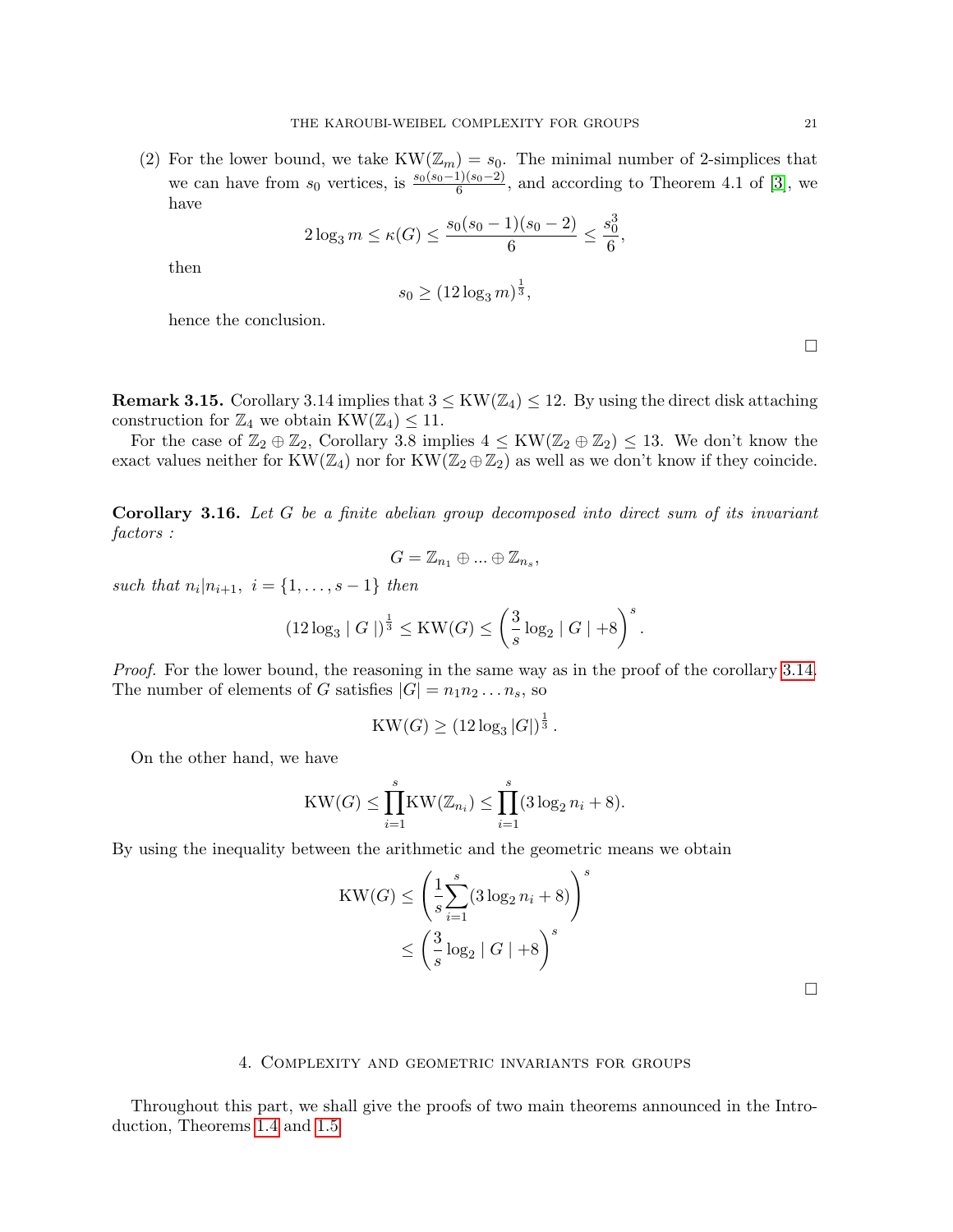(2) For the lower bound, we take $\mathrm{KW}(\mathbb{Z}_m) = s_0$. The minimal number of 2-simplices that we can have from $s_0$ vertices, is $\frac{s_0(s_0-1)(s_0-2)}{6}$, and according to Theorem 4.1 of [3], we have

$$2\log_3 m \le \kappa(G) \le \frac{s_0(s_0-1)(s_0-2)}{6} \le \frac{s_0^3}{6},$$

then

$$s_0 \ge (12\log_3 m)^{\frac{1}{3}},$$

hence the conclusion.

□

**Remark 3.15.** Corollary 3.14 implies that $3 \le \mathrm{KW}(\mathbb{Z}_4) \le 12$. By using the direct disk attaching construction for $\mathbb{Z}_4$ we obtain $\mathrm{KW}(\mathbb{Z}_4) \le 11$.

For the case of $\mathbb{Z}_2 \oplus \mathbb{Z}_2$, Corollary 3.8 implies $4 \le \mathrm{KW}(\mathbb{Z}_2 \oplus \mathbb{Z}_2) \le 13$. We don't know the exact values neither for $\mathrm{KW}(\mathbb{Z}_4)$ nor for $\mathrm{KW}(\mathbb{Z}_2 \oplus \mathbb{Z}_2)$ as well as we don't know if they coincide.

**Corollary 3.16.** *Let $G$ be a finite abelian group decomposed into direct sum of its invariant factors :*

$$G = \mathbb{Z}_{n_1} \oplus \ldots \oplus \mathbb{Z}_{n_s},$$

*such that $n_i | n_{i+1},\ i = \{1, \ldots, s-1\}$ then*

$$(12\log_3 \mid G \mid)^{\frac{1}{3}} \le \mathrm{KW}(G) \le \left(\frac{3}{s}\log_2 \mid G \mid +8\right)^s.$$

*Proof.* For the lower bound, the reasoning in the same way as in the proof of the corollary 3.14. The number of elements of $G$ satisfies $|G| = n_1 n_2 \ldots n_s$, so

$$\mathrm{KW}(G) \ge (12\log_3 |G|)^{\frac{1}{3}}.$$

On the other hand, we have

$$\mathrm{KW}(G) \le \prod_{i=1}^{s} \mathrm{KW}(\mathbb{Z}_{n_i}) \le \prod_{i=1}^{s} (3\log_2 n_i + 8).$$

By using the inequality between the arithmetic and the geometric means we obtain

$$\begin{aligned}
\mathrm{KW}(G) &\le \left(\frac{1}{s}\sum_{i=1}^{s}(3\log_2 n_i + 8)\right)^s \\
&\le \left(\frac{3}{s}\log_2 \mid G \mid +8\right)^s
\end{aligned}$$

□

## 4. Complexity and geometric invariants for groups

Throughout this part, we shall give the proofs of two main theorems announced in the Introduction, Theorems 1.4 and 1.5.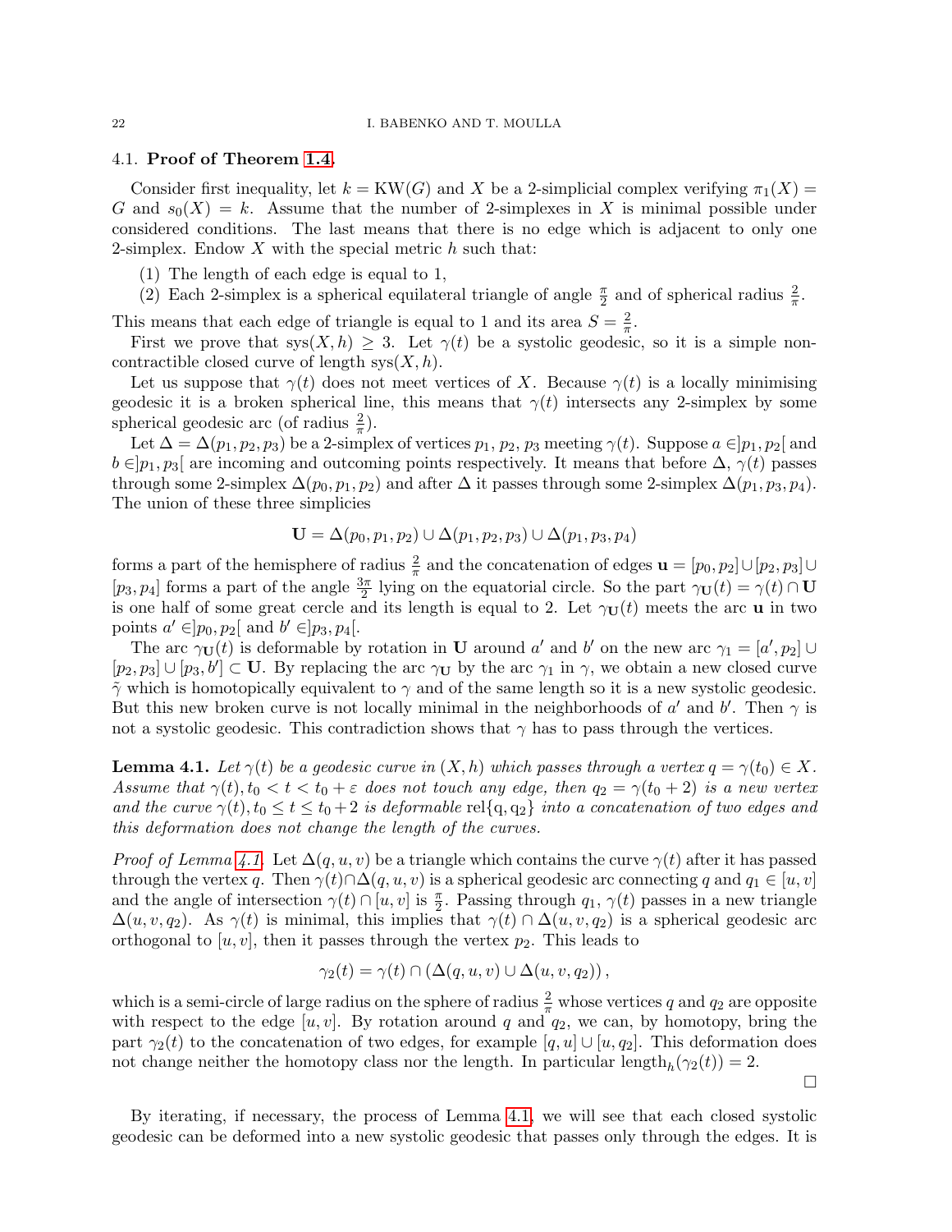### 4.1. **Proof of Theorem 1.4.**

Consider first inequality, let $k = \mathrm{KW}(G)$ and $X$ be a 2-simplicial complex verifying $\pi_1(X) = G$ and $s_0(X) = k$. Assume that the number of 2-simplexes in $X$ is minimal possible under considered conditions. The last means that there is no edge which is adjacent to only one 2-simplex. Endow $X$ with the special metric $h$ such that:

(1) The length of each edge is equal to 1,
(2) Each 2-simplex is a spherical equilateral triangle of angle $\frac{\pi}{2}$ and of spherical radius $\frac{2}{\pi}$.

This means that each edge of triangle is equal to 1 and its area $S = \frac{2}{\pi}$.

First we prove that $\mathrm{sys}(X, h) \geq 3$. Let $\gamma(t)$ be a systolic geodesic, so it is a simple non-contractible closed curve of length $\mathrm{sys}(X, h)$.

Let us suppose that $\gamma(t)$ does not meet vertices of $X$. Because $\gamma(t)$ is a locally minimising geodesic it is a broken spherical line, this means that $\gamma(t)$ intersects any 2-simplex by some spherical geodesic arc (of radius $\frac{2}{\pi}$).

Let $\Delta = \Delta(p_1, p_2, p_3)$ be a 2-simplex of vertices $p_1, p_2, p_3$ meeting $\gamma(t)$. Suppose $a \in ]p_1, p_2[$ and $b \in ]p_1, p_3[$ are incoming and outcoming points respectively. It means that before $\Delta$, $\gamma(t)$ passes through some 2-simplex $\Delta(p_0, p_1, p_2)$ and after $\Delta$ it passes through some 2-simplex $\Delta(p_1, p_3, p_4)$. The union of these three simplicies

$$\mathbf{U} = \Delta(p_0, p_1, p_2) \cup \Delta(p_1, p_2, p_3) \cup \Delta(p_1, p_3, p_4)$$

forms a part of the hemisphere of radius $\frac{2}{\pi}$ and the concatenation of edges $\mathbf{u} = [p_0, p_2] \cup [p_2, p_3] \cup [p_3, p_4]$ forms a part of the angle $\frac{3\pi}{2}$ lying on the equatorial circle. So the part $\gamma_{\mathbf{U}}(t) = \gamma(t) \cap \mathbf{U}$ is one half of some great cercle and its length is equal to 2. Let $\gamma_{\mathbf{U}}(t)$ meets the arc $\mathbf{u}$ in two points $a' \in ]p_0, p_2[$ and $b' \in ]p_3, p_4[$.

The arc $\gamma_{\mathbf{U}}(t)$ is deformable by rotation in $\mathbf{U}$ around $a'$ and $b'$ on the new arc $\gamma_1 = [a', p_2] \cup [p_2, p_3] \cup [p_3, b'] \subset \mathbf{U}$. By replacing the arc $\gamma_{\mathbf{U}}$ by the arc $\gamma_1$ in $\gamma$, we obtain a new closed curve $\tilde{\gamma}$ which is homotopically equivalent to $\gamma$ and of the same length so it is a new systolic geodesic. But this new broken curve is not locally minimal in the neighborhoods of $a'$ and $b'$. Then $\gamma$ is not a systolic geodesic. This contradiction shows that $\gamma$ has to pass through the vertices.

**Lemma 4.1.** *Let $\gamma(t)$ be a geodesic curve in $(X, h)$ which passes through a vertex $q = \gamma(t_0) \in X$. Assume that $\gamma(t), t_0 < t < t_0 + \varepsilon$ does not touch any edge, then $q_2 = \gamma(t_0 + 2)$ is a new vertex and the curve $\gamma(t), t_0 \leq t \leq t_0 + 2$ is deformable $\mathrm{rel}\{q, q_2\}$ into a concatenation of two edges and this deformation does not change the length of the curves.*

*Proof of Lemma 4.1.* Let $\Delta(q, u, v)$ be a triangle which contains the curve $\gamma(t)$ after it has passed through the vertex $q$. Then $\gamma(t) \cap \Delta(q, u, v)$ is a spherical geodesic arc connecting $q$ and $q_1 \in [u, v]$ and the angle of intersection $\gamma(t) \cap [u, v]$ is $\frac{\pi}{2}$. Passing through $q_1$, $\gamma(t)$ passes in a new triangle $\Delta(u, v, q_2)$. As $\gamma(t)$ is minimal, this implies that $\gamma(t) \cap \Delta(u, v, q_2)$ is a spherical geodesic arc orthogonal to $[u, v]$, then it passes through the vertex $p_2$. This leads to

$$\gamma_2(t) = \gamma(t) \cap (\Delta(q, u, v) \cup \Delta(u, v, q_2)),$$

which is a semi-circle of large radius on the sphere of radius $\frac{2}{\pi}$ whose vertices $q$ and $q_2$ are opposite with respect to the edge $[u, v]$. By rotation around $q$ and $q_2$, we can, by homotopy, bring the part $\gamma_2(t)$ to the concatenation of two edges, for example $[q, u] \cup [u, q_2]$. This deformation does not change neither the homotopy class nor the length. In particular $\mathrm{length}_h(\gamma_2(t)) = 2$.

□

By iterating, if necessary, the process of Lemma 4.1, we will see that each closed systolic geodesic can be deformed into a new systolic geodesic that passes only through the edges. It is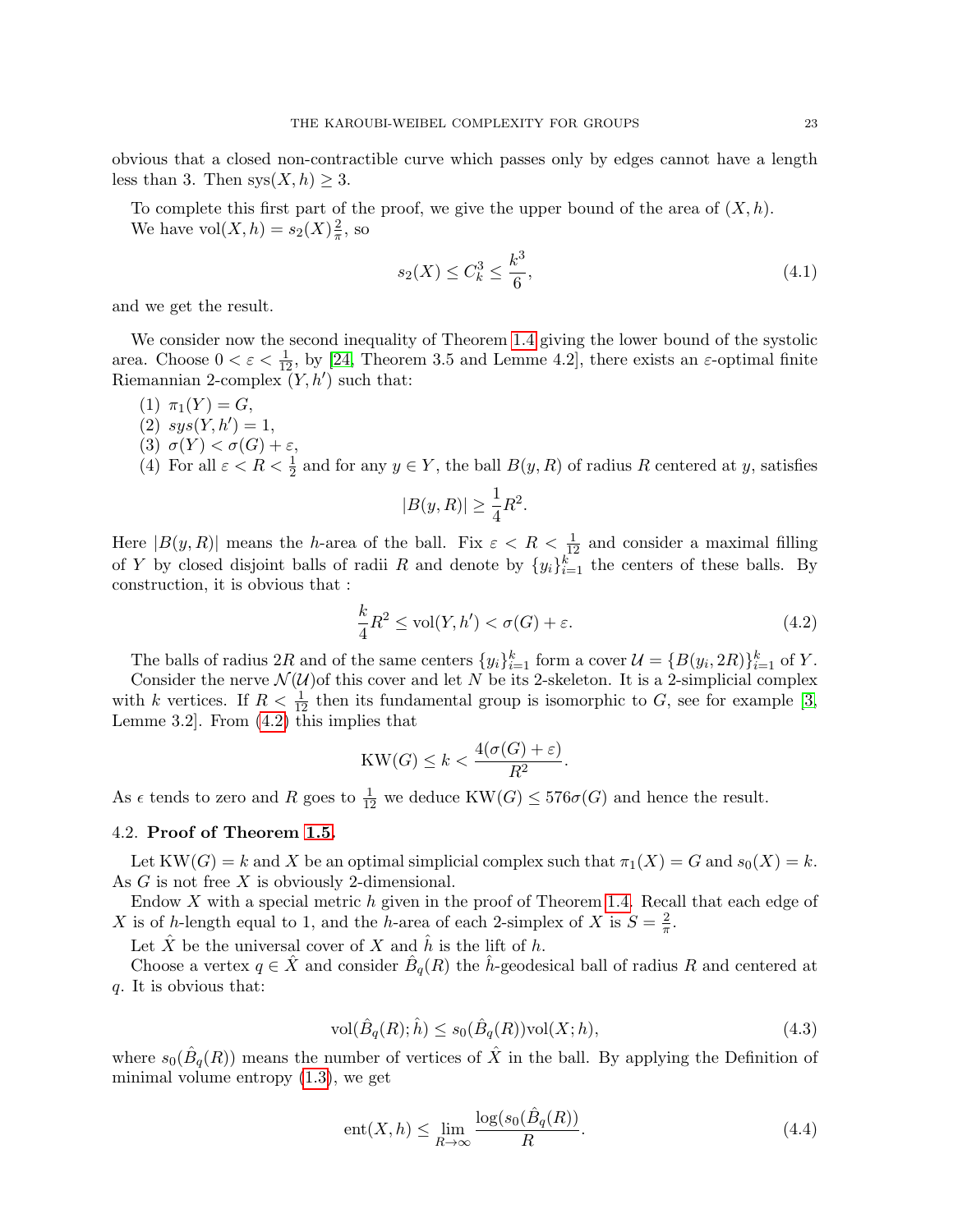obvious that a closed non-contractible curve which passes only by edges cannot have a length less than 3. Then $\mathrm{sys}(X, h) \geq 3$.

To complete this first part of the proof, we give the upper bound of the area of $(X, h)$.

We have $\mathrm{vol}(X, h) = s_2(X)\frac{2}{\pi}$, so

$$s_2(X) \leq C_k^3 \leq \frac{k^3}{6}, \tag{4.1}$$

and we get the result.

We consider now the second inequality of Theorem 1.4 giving the lower bound of the systolic area. Choose $0 < \varepsilon < \frac{1}{12}$, by [24, Theorem 3.5 and Lemme 4.2], there exists an $\varepsilon$-optimal finite Riemannian 2-complex $(Y, h')$ such that:

1. $\pi_1(Y) = G$,
2. $sys(Y, h') = 1$,
3. $\sigma(Y) < \sigma(G) + \varepsilon$,
4. For all $\varepsilon < R < \frac{1}{2}$ and for any $y \in Y$, the ball $B(y, R)$ of radius $R$ centered at $y$, satisfies
$$|B(y, R)| \geq \frac{1}{4}R^2.$$

Here $|B(y, R)|$ means the $h$-area of the ball. Fix $\varepsilon < R < \frac{1}{12}$ and consider a maximal filling of $Y$ by closed disjoint balls of radii $R$ and denote by $\{y_i\}_{i=1}^k$ the centers of these balls. By construction, it is obvious that :

$$\frac{k}{4}R^2 \leq \mathrm{vol}(Y, h') < \sigma(G) + \varepsilon. \tag{4.2}$$

The balls of radius $2R$ and of the same centers $\{y_i\}_{i=1}^k$ form a cover $\mathcal{U} = \{B(y_i, 2R)\}_{i=1}^k$ of $Y$.

Consider the nerve $\mathcal{N}(\mathcal{U})$of this cover and let $N$ be its 2-skeleton. It is a 2-simplicial complex with $k$ vertices. If $R < \frac{1}{12}$ then its fundamental group is isomorphic to $G$, see for example [3, Lemme 3.2]. From (4.2) this implies that

$$\mathrm{KW}(G) \leq k < \frac{4(\sigma(G) + \varepsilon)}{R^2}.$$

As $\epsilon$ tends to zero and $R$ goes to $\frac{1}{12}$ we deduce $\mathrm{KW}(G) \leq 576\sigma(G)$ and hence the result.

### 4.2. **Proof of Theorem 1.5.**

Let $\mathrm{KW}(G) = k$ and $X$ be an optimal simplicial complex such that $\pi_1(X) = G$ and $s_0(X) = k$. As $G$ is not free $X$ is obviously 2-dimensional.

Endow $X$ with a special metric $h$ given in the proof of Theorem 1.4. Recall that each edge of $X$ is of $h$-length equal to 1, and the $h$-area of each 2-simplex of $X$ is $S = \frac{2}{\pi}$.

Let $\hat{X}$ be the universal cover of $X$ and $\hat{h}$ is the lift of $h$.

Choose a vertex $q \in \hat{X}$ and consider $\hat{B}_q(R)$ the $\hat{h}$-geodesical ball of radius $R$ and centered at $q$. It is obvious that:

$$\mathrm{vol}(\hat{B}_q(R); \hat{h}) \leq s_0(\hat{B}_q(R))\mathrm{vol}(X; h), \tag{4.3}$$

where $s_0(\hat{B}_q(R))$ means the number of vertices of $\hat{X}$ in the ball. By applying the Definition of minimal volume entropy (1.3), we get

$$\mathrm{ent}(X, h) \leq \lim_{R \to \infty} \frac{\log(s_0(\hat{B}_q(R))}{R}. \tag{4.4}$$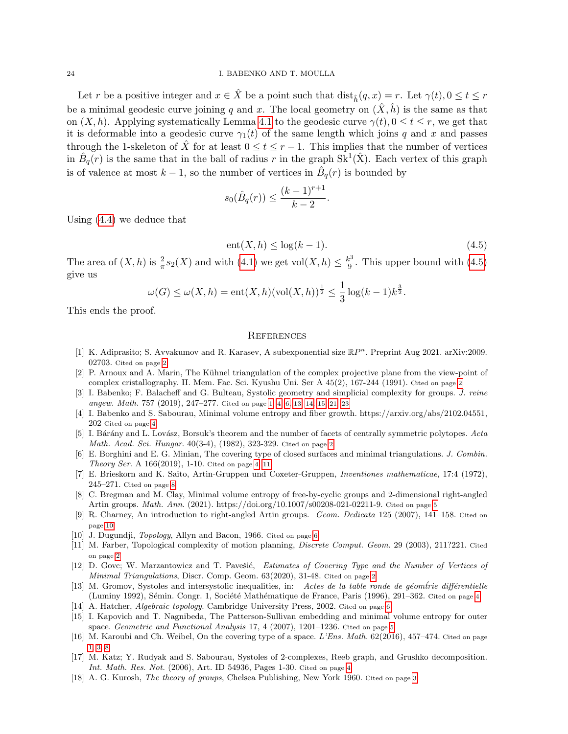Let $r$ be a positive integer and $x \in \hat{X}$ be a point such that $\mathrm{dist}_{\hat{h}}(q, x) = r$. Let $\gamma(t), 0 \leq t \leq r$ be a minimal geodesic curve joining $q$ and $x$. The local geometry on $(\hat{X}, \hat{h})$ is the same as that on $(X, h)$. Applying systematically Lemma 4.1 to the geodesic curve $\gamma(t), 0 \leq t \leq r$, we get that it is deformable into a geodesic curve $\gamma_1(t)$ of the same length which joins $q$ and $x$ and passes through the 1-skeleton of $\hat{X}$ for at least $0 \leq t \leq r - 1$. This implies that the number of vertices in $\hat{B}_q(r)$ is the same that in the ball of radius $r$ in the graph $\mathrm{Sk}^1(\hat{\mathrm{X}})$. Each vertex of this graph is of valence at most $k - 1$, so the number of vertices in $\hat{B}_q(r)$ is bounded by

$$s_0(\hat{B}_q(r)) \leq \frac{(k-1)^{r+1}}{k-2}.$$

Using (4.4) we deduce that

$$\mathrm{ent}(X, h) \leq \log(k-1). \tag{4.5}$$

The area of $(X, h)$ is $\frac{2}{\pi} s_2(X)$ and with (4.1) we get $\mathrm{vol}(X, h) \leq \frac{k^3}{9}$. This upper bound with (4.5) give us

$$\omega(G) \leq \omega(X, h) = \mathrm{ent}(X, h)(\mathrm{vol}(X, h))^{\frac{1}{2}} \leq \frac{1}{3}\log(k-1)k^{\frac{3}{2}}.$$

This ends the proof.

## References

[1] K. Adiprasito; S. Avvakumov and R. Karasev, A subexponential size $\mathbb{R}P^n$. Preprint Aug 2021. arXiv:2009.02703. Cited on page 2

[2] P. Arnoux and A. Marin, The Kühnel triangulation of the complex projective plane from the view-point of complex cristallography. II. Mem. Fac. Sci. Kyushu Uni. Ser A 45(2), 167-244 (1991). Cited on page 2

[3] I. Babenko; F. Balacheff and G. Bulteau, Systolic geometry and simplicial complexity for groups. *J. reine angew. Math.* 757 (2019), 247–277. Cited on page 1, 4, 6, 13, 14, 15, 21, 23

[4] I. Babenko and S. Sabourau, Minimal volume entropy and fiber growth. https://arxiv.org/abs/2102.04551, 202 Cited on page 4

[5] I. Bárány and L. Lovász, Borsuk's theorem and the number of facets of centrally symmetric polytopes. *Acta Math. Acad. Sci. Hungar.* 40(3-4), (1982), 323-329. Cited on page 2

[6] E. Borghini and E. G. Minian, The covering type of closed surfaces and minimal triangulations. *J. Combin. Theory Ser.* A 166(2019), 1-10. Cited on page 4, 11

[7] E. Brieskorn and K. Saito, Artin-Gruppen und Coxeter-Gruppen, *Inventiones mathematicae*, 17:4 (1972), 245–271. Cited on page 8

[8] C. Bregman and M. Clay, Minimal volume entropy of free-by-cyclic groups and 2-dimensional right-angled Artin groups. *Math. Ann.* (2021). https://doi.org/10.1007/s00208-021-02211-9. Cited on page 5

[9] R. Charney, An introduction to right-angled Artin groups. *Geom. Dedicata* 125 (2007), 141–158. Cited on page 10

[10] J. Dugundji, *Topology*, Allyn and Bacon, 1966. Cited on page 6

[11] M. Farber, Topological complexity of motion planning, *Discrete Comput. Geom.* 29 (2003), 211?221. Cited on page 2

[12] D. Govc; W. Marzantowicz and T. Pavešić, *Estimates of Covering Type and the Number of Vertices of Minimal Triangulations*, Discr. Comp. Geom. 63(2020), 31-48. Cited on page 2

[13] M. Gromov, Systoles and intersystolic inequalities, in: *Actes de la table ronde de géomŕie différentielle* (Luminy 1992), Sémin. Congr. 1, Société Mathématique de France, Paris (1996), 291–362. Cited on page 4

[14] A. Hatcher, *Algebraic topology*. Cambridge University Press, 2002. Cited on page 6

[15] I. Kapovich and T. Nagnibeda, The Patterson-Sullivan embedding and minimal volume entropy for outer space. *Geometric and Functional Analysis* 17, 4 (2007), 1201–1236. Cited on page 5

[16] M. Karoubi and Ch. Weibel, On the covering type of a space. *L'Ens. Math.* 62(2016), 457–474. Cited on page 1, 3, 8

[17] M. Katz; Y. Rudyak and S. Sabourau, Systoles of 2-complexes, Reeb graph, and Grushko decomposition. *Int. Math. Res. Not.* (2006), Art. ID 54936, Pages 1-30. Cited on page 4

[18] A. G. Kurosh, *The theory of groups*, Chelsea Publishing, New York 1960. Cited on page 3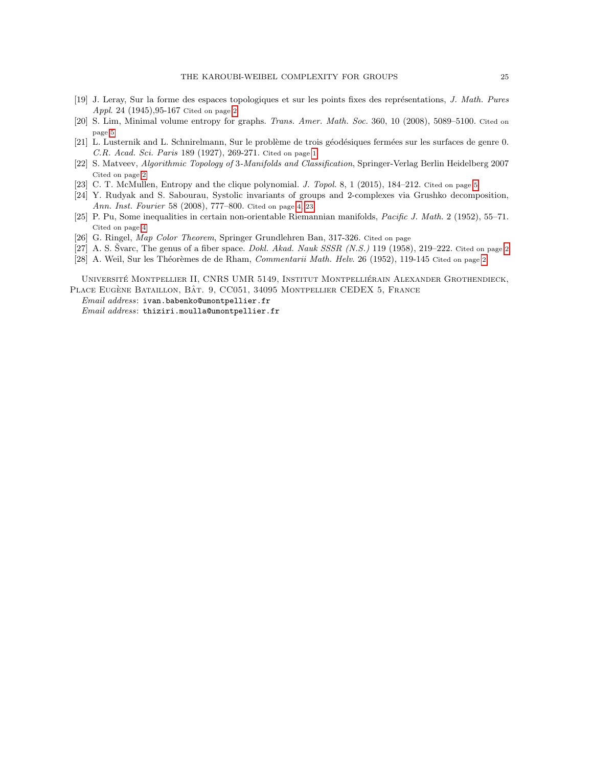[19] J. Leray, Sur la forme des espaces topologiques et sur les points fixes des représentations, *J. Math. Pures Appl.* 24 (1945),95-167 Cited on page 2

[20] S. Lim, Minimal volume entropy for graphs. *Trans. Amer. Math. Soc.* 360, 10 (2008), 5089–5100. Cited on page 5

[21] L. Lusternik and L. Schnirelmann, Sur le problème de trois géodésiques fermées sur les surfaces de genre 0. *C.R. Acad. Sci. Paris* 189 (1927), 269-271. Cited on page 1

[22] S. Matveev, *Algorithmic Topology of* 3*-Manifolds and Classification*, Springer-Verlag Berlin Heidelberg 2007 Cited on page 2

[23] C. T. McMullen, Entropy and the clique polynomial. *J. Topol.* 8, 1 (2015), 184–212. Cited on page 5

[24] Y. Rudyak and S. Sabourau, Systolic invariants of groups and 2-complexes via Grushko decomposition, *Ann. Inst. Fourier* 58 (2008), 777–800. Cited on page 4, 23

[25] P. Pu, Some inequalities in certain non-orientable Riemannian manifolds, *Pacific J. Math.* 2 (1952), 55–71. Cited on page 4

[26] G. Ringel, *Map Color Theorem*, Springer Grundlehren Ban, 317-326. Cited on page

[27] A. S. Švarc, The genus of a fiber space. *Dokl. Akad. Nauk SSSR (N.S.)* 119 (1958), 219–222. Cited on page 2

[28] A. Weil, Sur les Théorèmes de de Rham, *Commentarii Math. Helv.* 26 (1952), 119-145 Cited on page 2

Université Montpellier II, CNRS UMR 5149, Institut Montpelliérain Alexander Grothendieck, Place Eugène Bataillon, Bât. 9, CC051, 34095 Montpellier CEDEX 5, France

*Email address*: ivan.babenko@umontpellier.fr

*Email address*: thiziri.moulla@umontpellier.fr